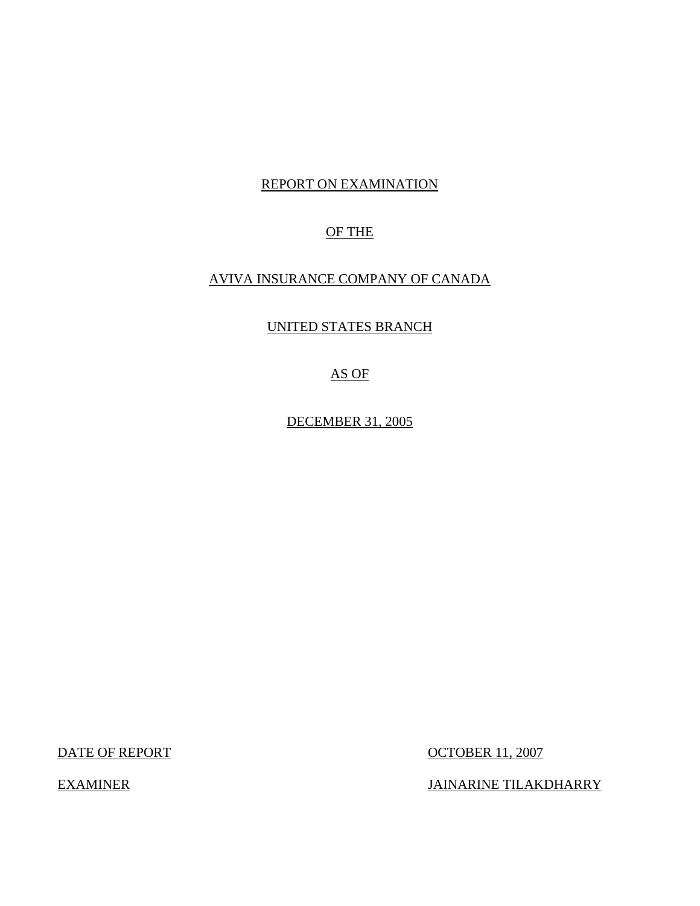# REPORT ON EXAMINATION

# OF THE

# AVIVA INSURANCE COMPANY OF CANADA

# UNITED STATES BRANCH

# AS OF

# DECEMBER 31, 2005

| | |
|---|---|
| DATE OF REPORT | OCTOBER 11, 2007 |
| EXAMINER | JAINARINE TILAKDHARRY |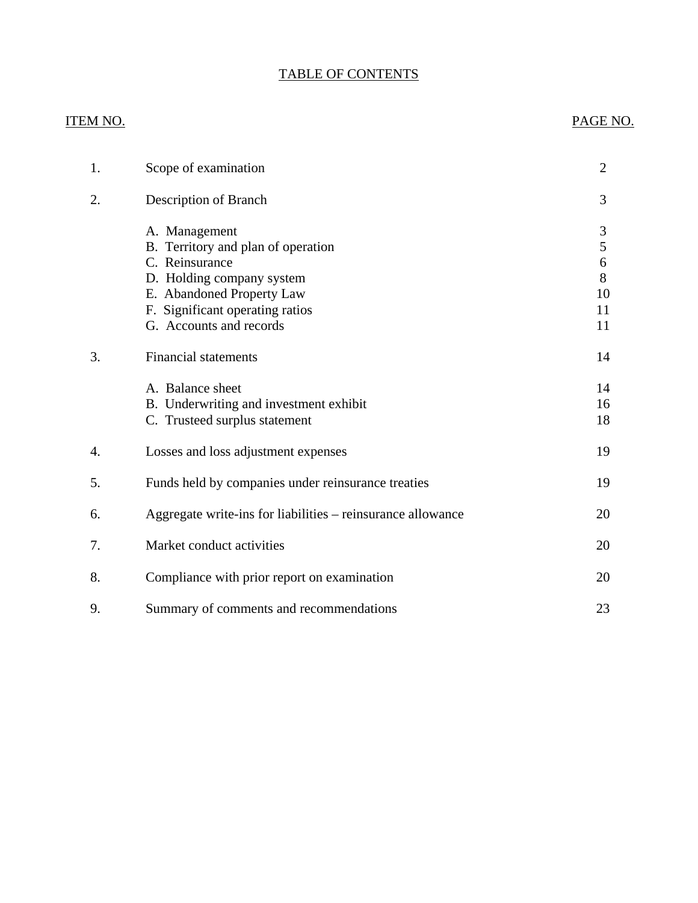# TABLE OF CONTENTS

| ITEM NO. | | PAGE NO. |
|---|---|---|
| 1. | Scope of examination | 2 |
| 2. | Description of Branch | 3 |
| | A. Management | 3 |
| | B. Territory and plan of operation | 5 |
| | C. Reinsurance | 6 |
| | D. Holding company system | 8 |
| | E. Abandoned Property Law | 10 |
| | F. Significant operating ratios | 11 |
| | G. Accounts and records | 11 |
| 3. | Financial statements | 14 |
| | A. Balance sheet | 14 |
| | B. Underwriting and investment exhibit | 16 |
| | C. Trusteed surplus statement | 18 |
| 4. | Losses and loss adjustment expenses | 19 |
| 5. | Funds held by companies under reinsurance treaties | 19 |
| 6. | Aggregate write-ins for liabilities – reinsurance allowance | 20 |
| 7. | Market conduct activities | 20 |
| 8. | Compliance with prior report on examination | 20 |
| 9. | Summary of comments and recommendations | 23 |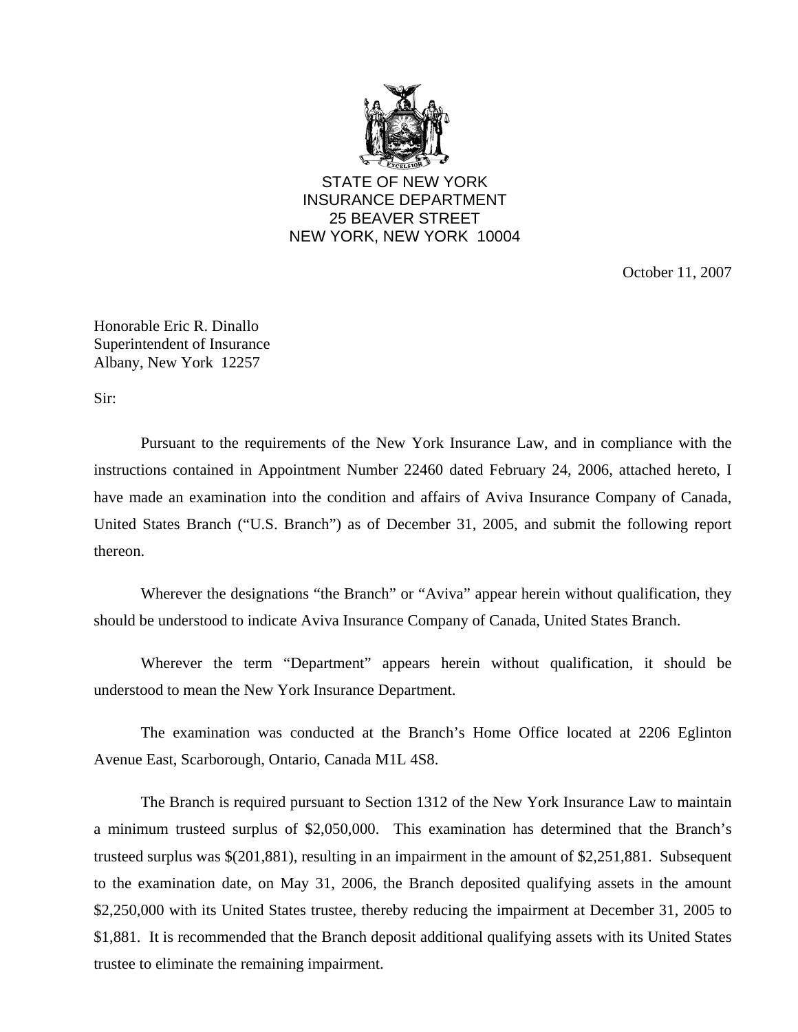STATE OF NEW YORK
INSURANCE DEPARTMENT
25 BEAVER STREET
NEW YORK, NEW YORK 10004

October 11, 2007

Honorable Eric R. Dinallo
Superintendent of Insurance
Albany, New York 12257

Sir:

Pursuant to the requirements of the New York Insurance Law, and in compliance with the instructions contained in Appointment Number 22460 dated February 24, 2006, attached hereto, I have made an examination into the condition and affairs of Aviva Insurance Company of Canada, United States Branch ("U.S. Branch") as of December 31, 2005, and submit the following report thereon.

Wherever the designations "the Branch" or "Aviva" appear herein without qualification, they should be understood to indicate Aviva Insurance Company of Canada, United States Branch.

Wherever the term "Department" appears herein without qualification, it should be understood to mean the New York Insurance Department.

The examination was conducted at the Branch's Home Office located at 2206 Eglinton Avenue East, Scarborough, Ontario, Canada M1L 4S8.

The Branch is required pursuant to Section 1312 of the New York Insurance Law to maintain a minimum trusteed surplus of $2,050,000. This examination has determined that the Branch's trusteed surplus was $(201,881), resulting in an impairment in the amount of $2,251,881. Subsequent to the examination date, on May 31, 2006, the Branch deposited qualifying assets in the amount $2,250,000 with its United States trustee, thereby reducing the impairment at December 31, 2005 to $1,881. It is recommended that the Branch deposit additional qualifying assets with its United States trustee to eliminate the remaining impairment.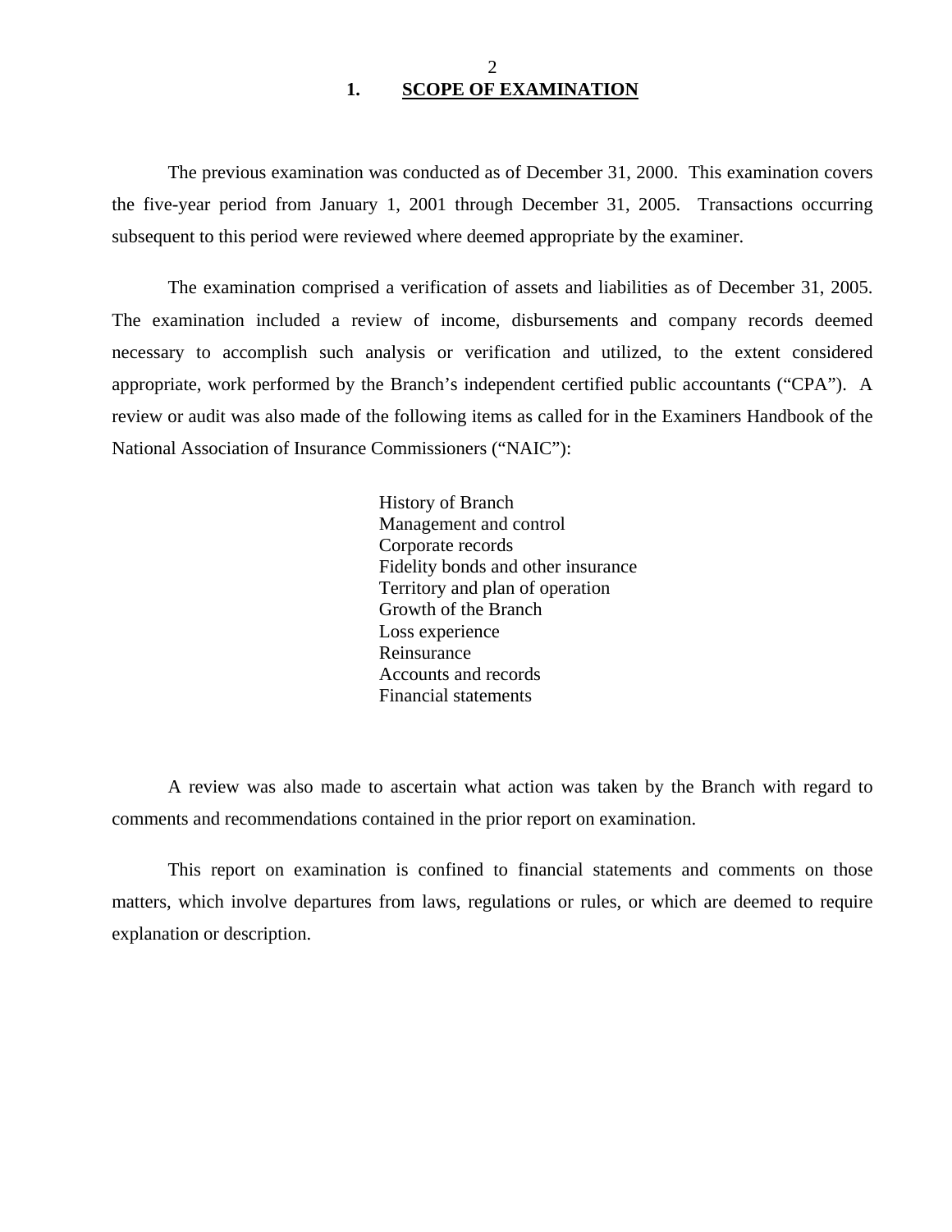## 1. SCOPE OF EXAMINATION

The previous examination was conducted as of December 31, 2000. This examination covers the five-year period from January 1, 2001 through December 31, 2005. Transactions occurring subsequent to this period were reviewed where deemed appropriate by the examiner.

The examination comprised a verification of assets and liabilities as of December 31, 2005. The examination included a review of income, disbursements and company records deemed necessary to accomplish such analysis or verification and utilized, to the extent considered appropriate, work performed by the Branch's independent certified public accountants ("CPA"). A review or audit was also made of the following items as called for in the Examiners Handbook of the National Association of Insurance Commissioners ("NAIC"):

History of Branch
Management and control
Corporate records
Fidelity bonds and other insurance
Territory and plan of operation
Growth of the Branch
Loss experience
Reinsurance
Accounts and records
Financial statements

A review was also made to ascertain what action was taken by the Branch with regard to comments and recommendations contained in the prior report on examination.

This report on examination is confined to financial statements and comments on those matters, which involve departures from laws, regulations or rules, or which are deemed to require explanation or description.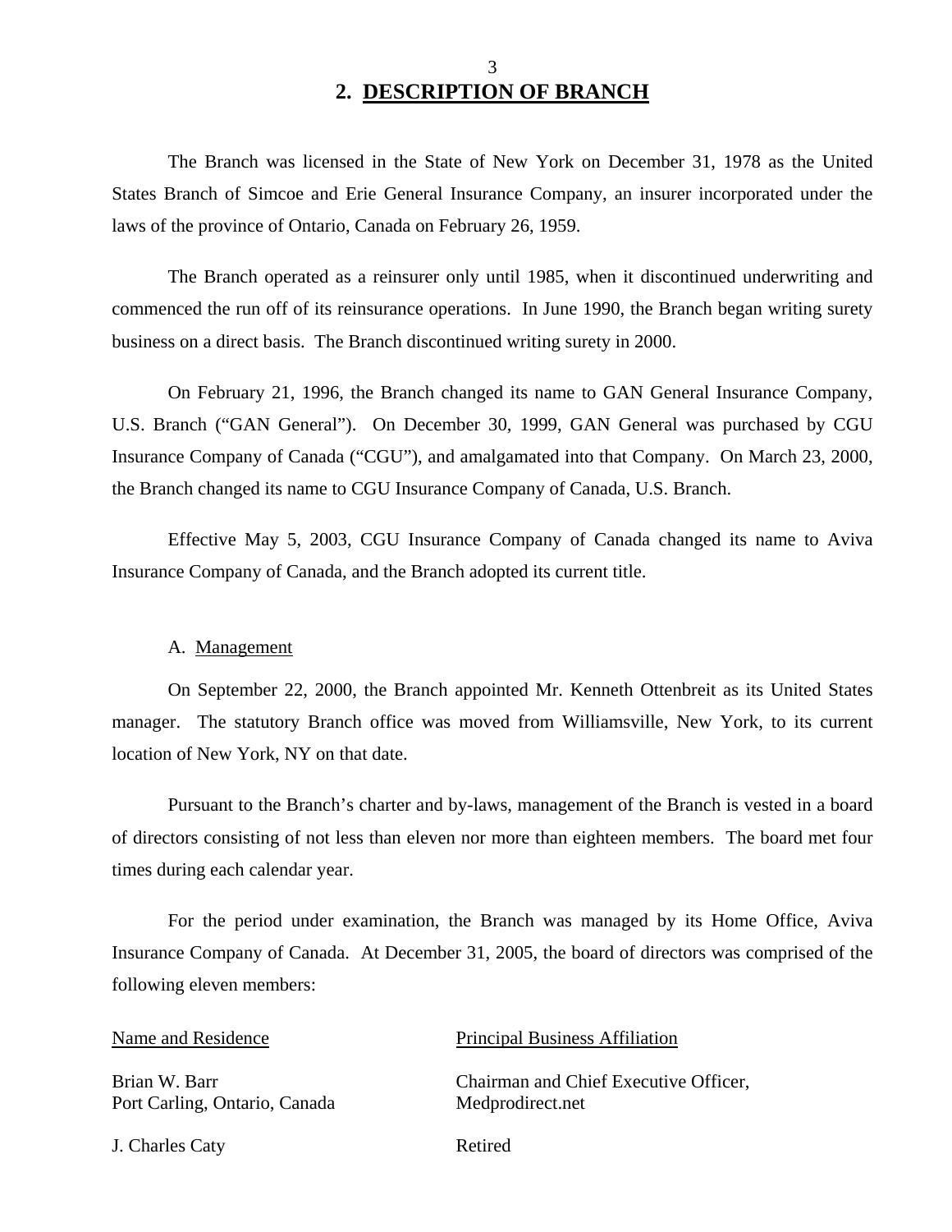## 2. DESCRIPTION OF BRANCH

The Branch was licensed in the State of New York on December 31, 1978 as the United States Branch of Simcoe and Erie General Insurance Company, an insurer incorporated under the laws of the province of Ontario, Canada on February 26, 1959.

The Branch operated as a reinsurer only until 1985, when it discontinued underwriting and commenced the run off of its reinsurance operations. In June 1990, the Branch began writing surety business on a direct basis. The Branch discontinued writing surety in 2000.

On February 21, 1996, the Branch changed its name to GAN General Insurance Company, U.S. Branch ("GAN General"). On December 30, 1999, GAN General was purchased by CGU Insurance Company of Canada ("CGU"), and amalgamated into that Company. On March 23, 2000, the Branch changed its name to CGU Insurance Company of Canada, U.S. Branch.

Effective May 5, 2003, CGU Insurance Company of Canada changed its name to Aviva Insurance Company of Canada, and the Branch adopted its current title.

A. Management

On September 22, 2000, the Branch appointed Mr. Kenneth Ottenbreit as its United States manager. The statutory Branch office was moved from Williamsville, New York, to its current location of New York, NY on that date.

Pursuant to the Branch's charter and by-laws, management of the Branch is vested in a board of directors consisting of not less than eleven nor more than eighteen members. The board met four times during each calendar year.

For the period under examination, the Branch was managed by its Home Office, Aviva Insurance Company of Canada. At December 31, 2005, the board of directors was comprised of the following eleven members:

| Name and Residence | Principal Business Affiliation |
|---|---|
| Brian W. Barr<br>Port Carling, Ontario, Canada | Chairman and Chief Executive Officer,<br>Medprodirect.net |
| J. Charles Caty | Retired |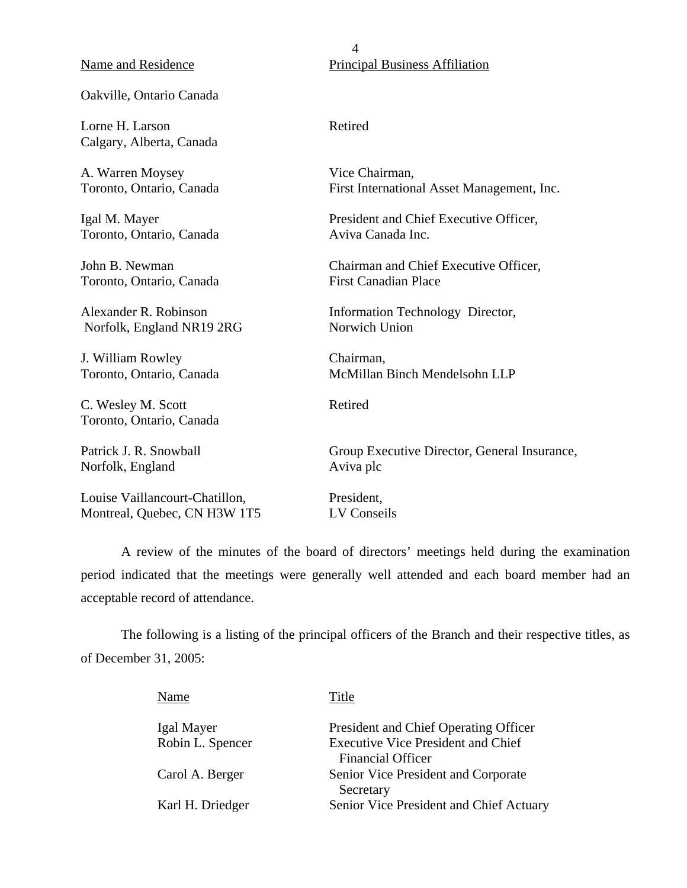| Name and Residence | Principal Business Affiliation |
|---|---|
| Oakville, Ontario Canada | |
| Lorne H. Larson<br>Calgary, Alberta, Canada | Retired |
| A. Warren Moysey<br>Toronto, Ontario, Canada | Vice Chairman,<br>First International Asset Management, Inc. |
| Igal M. Mayer<br>Toronto, Ontario, Canada | President and Chief Executive Officer,<br>Aviva Canada Inc. |
| John B. Newman<br>Toronto, Ontario, Canada | Chairman and Chief Executive Officer,<br>First Canadian Place |
| Alexander R. Robinson<br>Norfolk, England NR19 2RG | Information Technology Director,<br>Norwich Union |
| J. William Rowley<br>Toronto, Ontario, Canada | Chairman,<br>McMillan Binch Mendelsohn LLP |
| C. Wesley M. Scott<br>Toronto, Ontario, Canada | Retired |
| Patrick J. R. Snowball<br>Norfolk, England | Group Executive Director, General Insurance,<br>Aviva plc |
| Louise Vaillancourt-Chatillon,<br>Montreal, Quebec, CN H3W 1T5 | President,<br>LV Conseils |

A review of the minutes of the board of directors' meetings held during the examination period indicated that the meetings were generally well attended and each board member had an acceptable record of attendance.

The following is a listing of the principal officers of the Branch and their respective titles, as of December 31, 2005:

| Name | Title |
|---|---|
| Igal Mayer | President and Chief Operating Officer |
| Robin L. Spencer | Executive Vice President and Chief Financial Officer |
| Carol A. Berger | Senior Vice President and Corporate Secretary |
| Karl H. Driedger | Senior Vice President and Chief Actuary |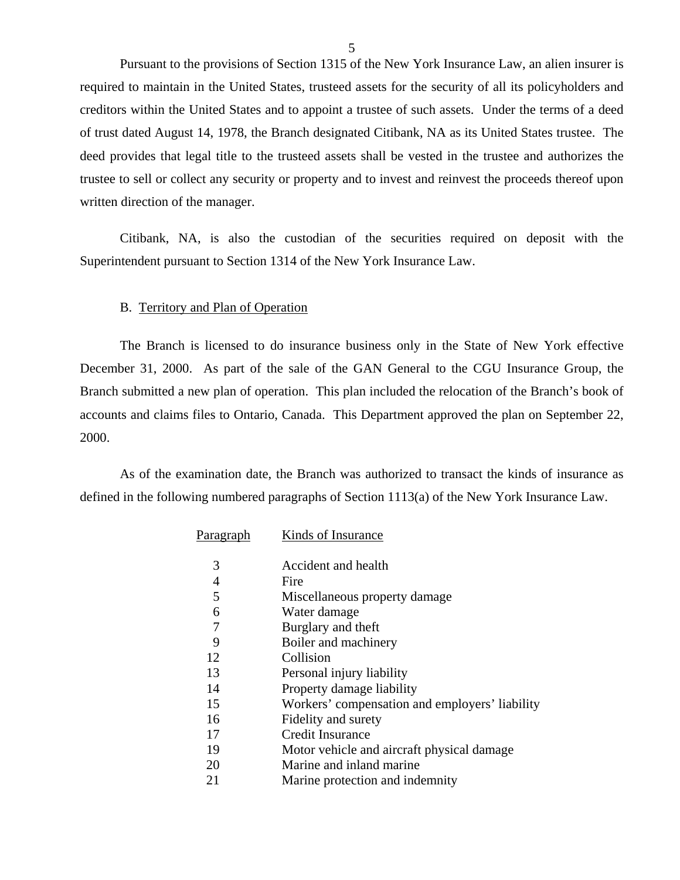Pursuant to the provisions of Section 1315 of the New York Insurance Law, an alien insurer is required to maintain in the United States, trusteed assets for the security of all its policyholders and creditors within the United States and to appoint a trustee of such assets. Under the terms of a deed of trust dated August 14, 1978, the Branch designated Citibank, NA as its United States trustee. The deed provides that legal title to the trusteed assets shall be vested in the trustee and authorizes the trustee to sell or collect any security or property and to invest and reinvest the proceeds thereof upon written direction of the manager.

Citibank, NA, is also the custodian of the securities required on deposit with the Superintendent pursuant to Section 1314 of the New York Insurance Law.

## B. Territory and Plan of Operation

The Branch is licensed to do insurance business only in the State of New York effective December 31, 2000. As part of the sale of the GAN General to the CGU Insurance Group, the Branch submitted a new plan of operation. This plan included the relocation of the Branch's book of accounts and claims files to Ontario, Canada. This Department approved the plan on September 22, 2000.

As of the examination date, the Branch was authorized to transact the kinds of insurance as defined in the following numbered paragraphs of Section 1113(a) of the New York Insurance Law.

| Paragraph | Kinds of Insurance |
|---|---|
| 3 | Accident and health |
| 4 | Fire |
| 5 | Miscellaneous property damage |
| 6 | Water damage |
| 7 | Burglary and theft |
| 9 | Boiler and machinery |
| 12 | Collision |
| 13 | Personal injury liability |
| 14 | Property damage liability |
| 15 | Workers' compensation and employers' liability |
| 16 | Fidelity and surety |
| 17 | Credit Insurance |
| 19 | Motor vehicle and aircraft physical damage |
| 20 | Marine and inland marine |
| 21 | Marine protection and indemnity |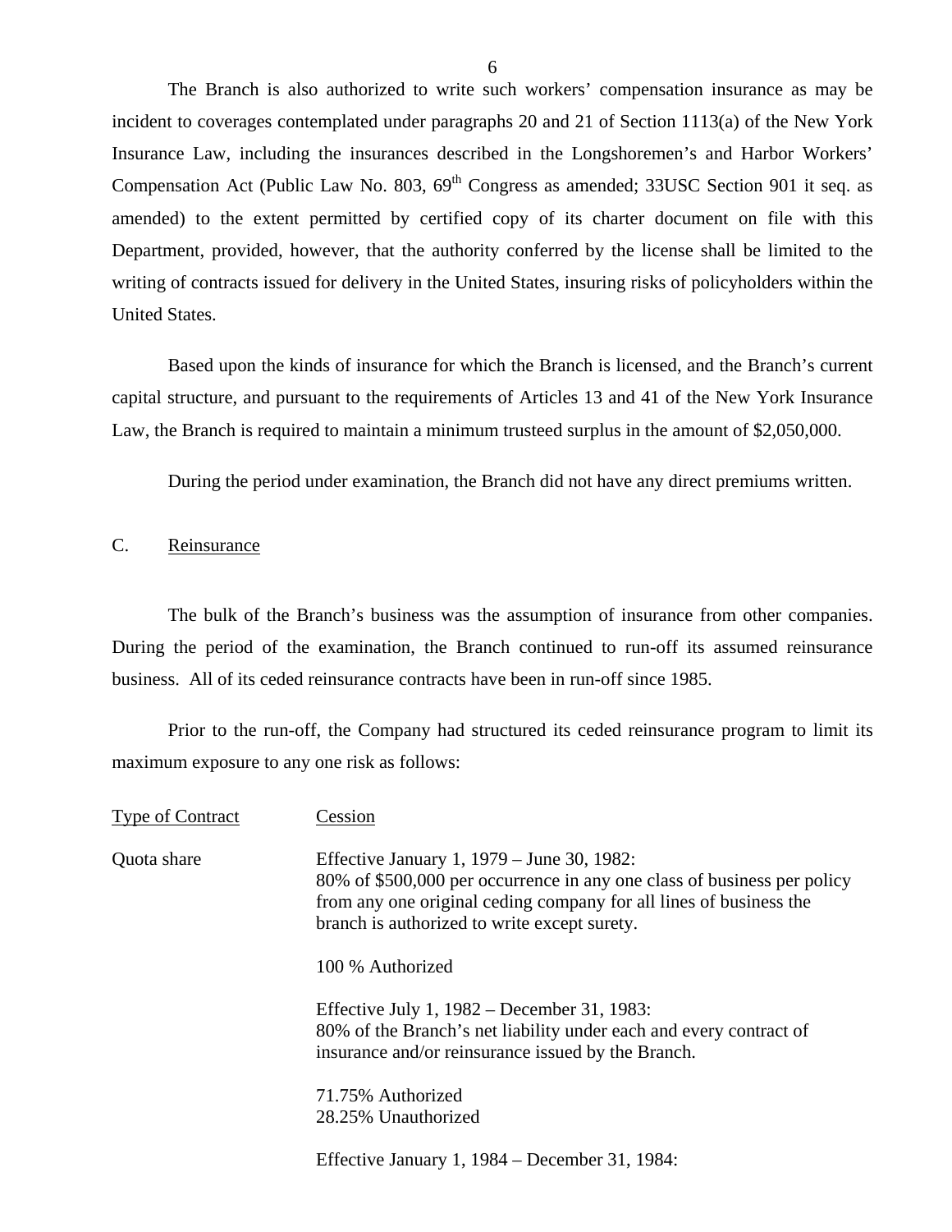The Branch is also authorized to write such workers' compensation insurance as may be incident to coverages contemplated under paragraphs 20 and 21 of Section 1113(a) of the New York Insurance Law, including the insurances described in the Longshoremen's and Harbor Workers' Compensation Act (Public Law No. 803, 69th Congress as amended; 33USC Section 901 it seq. as amended) to the extent permitted by certified copy of its charter document on file with this Department, provided, however, that the authority conferred by the license shall be limited to the writing of contracts issued for delivery in the United States, insuring risks of policyholders within the United States.

Based upon the kinds of insurance for which the Branch is licensed, and the Branch's current capital structure, and pursuant to the requirements of Articles 13 and 41 of the New York Insurance Law, the Branch is required to maintain a minimum trusteed surplus in the amount of $2,050,000.

During the period under examination, the Branch did not have any direct premiums written.

## C. Reinsurance

The bulk of the Branch's business was the assumption of insurance from other companies. During the period of the examination, the Branch continued to run-off its assumed reinsurance business. All of its ceded reinsurance contracts have been in run-off since 1985.

Prior to the run-off, the Company had structured its ceded reinsurance program to limit its maximum exposure to any one risk as follows:

| Type of Contract | Cession |
|---|---|
| Quota share | Effective January 1, 1979 – June 30, 1982:<br>80% of $500,000 per occurrence in any one class of business per policy from any one original ceding company for all lines of business the branch is authorized to write except surety.<br><br>100 % Authorized<br><br>Effective July 1, 1982 – December 31, 1983:<br>80% of the Branch's net liability under each and every contract of insurance and/or reinsurance issued by the Branch.<br><br>71.75% Authorized<br>28.25% Unauthorized<br><br>Effective January 1, 1984 – December 31, 1984: |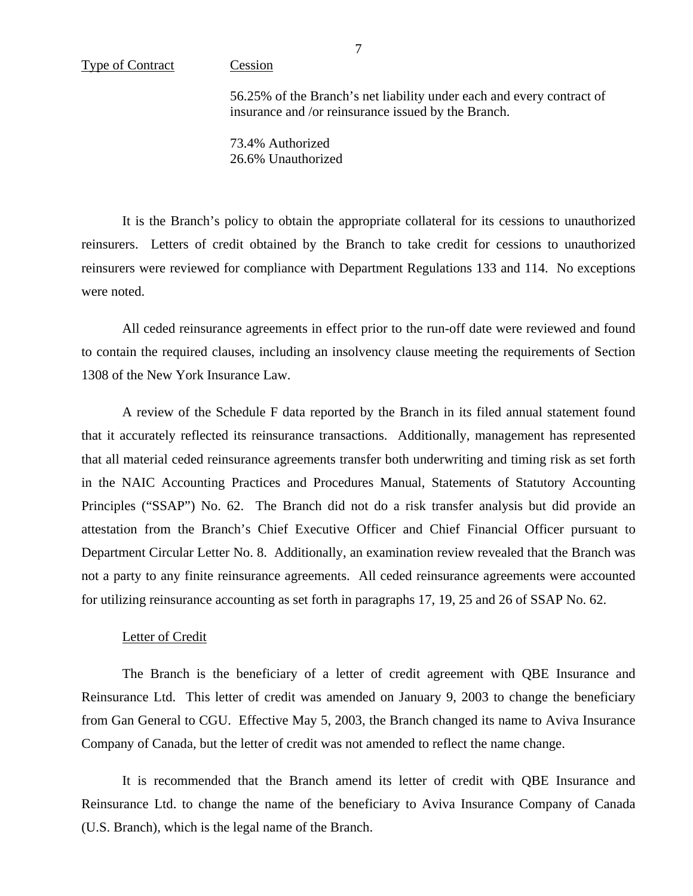| Type of Contract | Cession |
|---|---|
| | 56.25% of the Branch's net liability under each and every contract of insurance and /or reinsurance issued by the Branch. |
| | 73.4% Authorized<br>26.6% Unauthorized |

It is the Branch's policy to obtain the appropriate collateral for its cessions to unauthorized reinsurers. Letters of credit obtained by the Branch to take credit for cessions to unauthorized reinsurers were reviewed for compliance with Department Regulations 133 and 114. No exceptions were noted.

All ceded reinsurance agreements in effect prior to the run-off date were reviewed and found to contain the required clauses, including an insolvency clause meeting the requirements of Section 1308 of the New York Insurance Law.

A review of the Schedule F data reported by the Branch in its filed annual statement found that it accurately reflected its reinsurance transactions. Additionally, management has represented that all material ceded reinsurance agreements transfer both underwriting and timing risk as set forth in the NAIC Accounting Practices and Procedures Manual, Statements of Statutory Accounting Principles ("SSAP") No. 62. The Branch did not do a risk transfer analysis but did provide an attestation from the Branch's Chief Executive Officer and Chief Financial Officer pursuant to Department Circular Letter No. 8. Additionally, an examination review revealed that the Branch was not a party to any finite reinsurance agreements. All ceded reinsurance agreements were accounted for utilizing reinsurance accounting as set forth in paragraphs 17, 19, 25 and 26 of SSAP No. 62.

Letter of Credit

The Branch is the beneficiary of a letter of credit agreement with QBE Insurance and Reinsurance Ltd. This letter of credit was amended on January 9, 2003 to change the beneficiary from Gan General to CGU. Effective May 5, 2003, the Branch changed its name to Aviva Insurance Company of Canada, but the letter of credit was not amended to reflect the name change.

It is recommended that the Branch amend its letter of credit with QBE Insurance and Reinsurance Ltd. to change the name of the beneficiary to Aviva Insurance Company of Canada (U.S. Branch), which is the legal name of the Branch.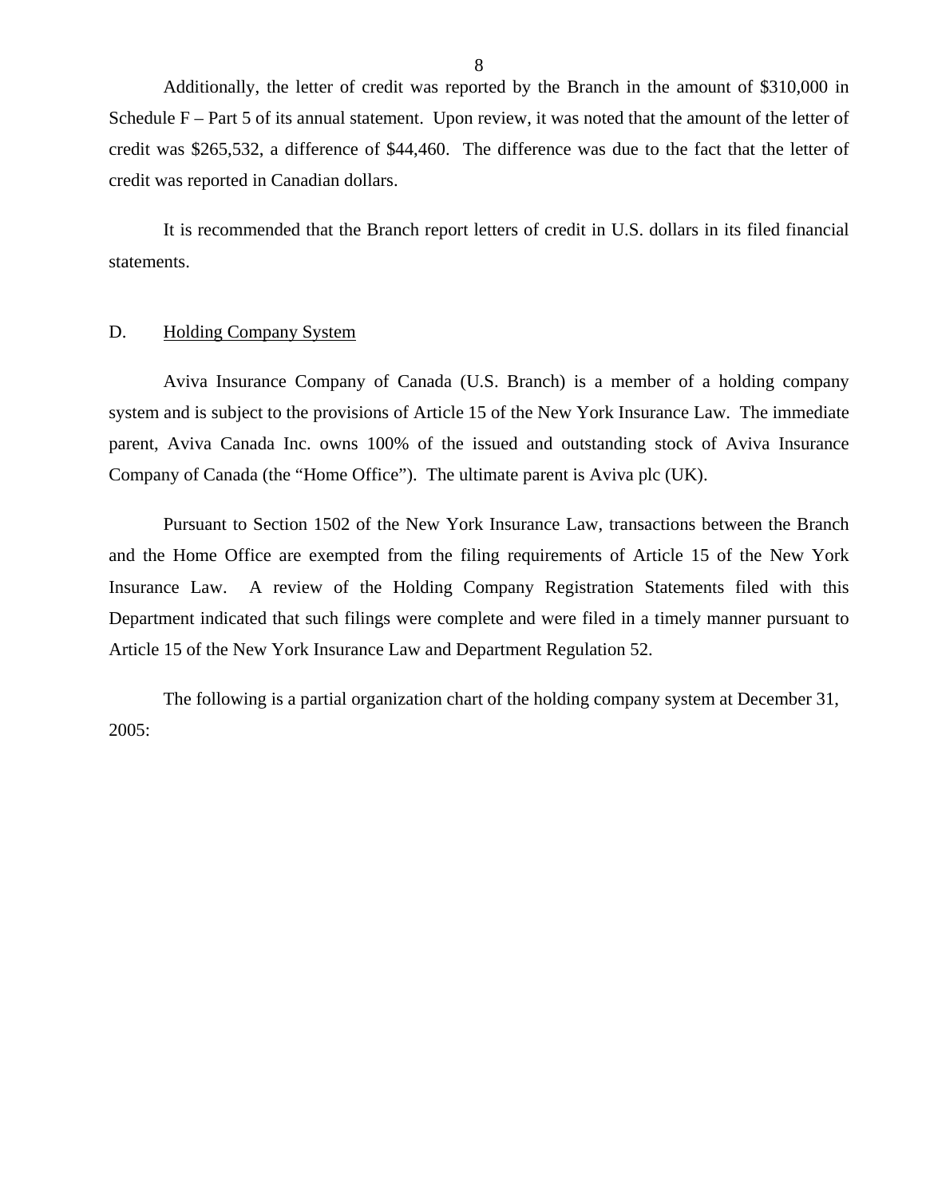Additionally, the letter of credit was reported by the Branch in the amount of $310,000 in Schedule F – Part 5 of its annual statement. Upon review, it was noted that the amount of the letter of credit was $265,532, a difference of $44,460. The difference was due to the fact that the letter of credit was reported in Canadian dollars.

It is recommended that the Branch report letters of credit in U.S. dollars in its filed financial statements.

## D. Holding Company System

Aviva Insurance Company of Canada (U.S. Branch) is a member of a holding company system and is subject to the provisions of Article 15 of the New York Insurance Law. The immediate parent, Aviva Canada Inc. owns 100% of the issued and outstanding stock of Aviva Insurance Company of Canada (the "Home Office"). The ultimate parent is Aviva plc (UK).

Pursuant to Section 1502 of the New York Insurance Law, transactions between the Branch and the Home Office are exempted from the filing requirements of Article 15 of the New York Insurance Law. A review of the Holding Company Registration Statements filed with this Department indicated that such filings were complete and were filed in a timely manner pursuant to Article 15 of the New York Insurance Law and Department Regulation 52.

The following is a partial organization chart of the holding company system at December 31, 2005: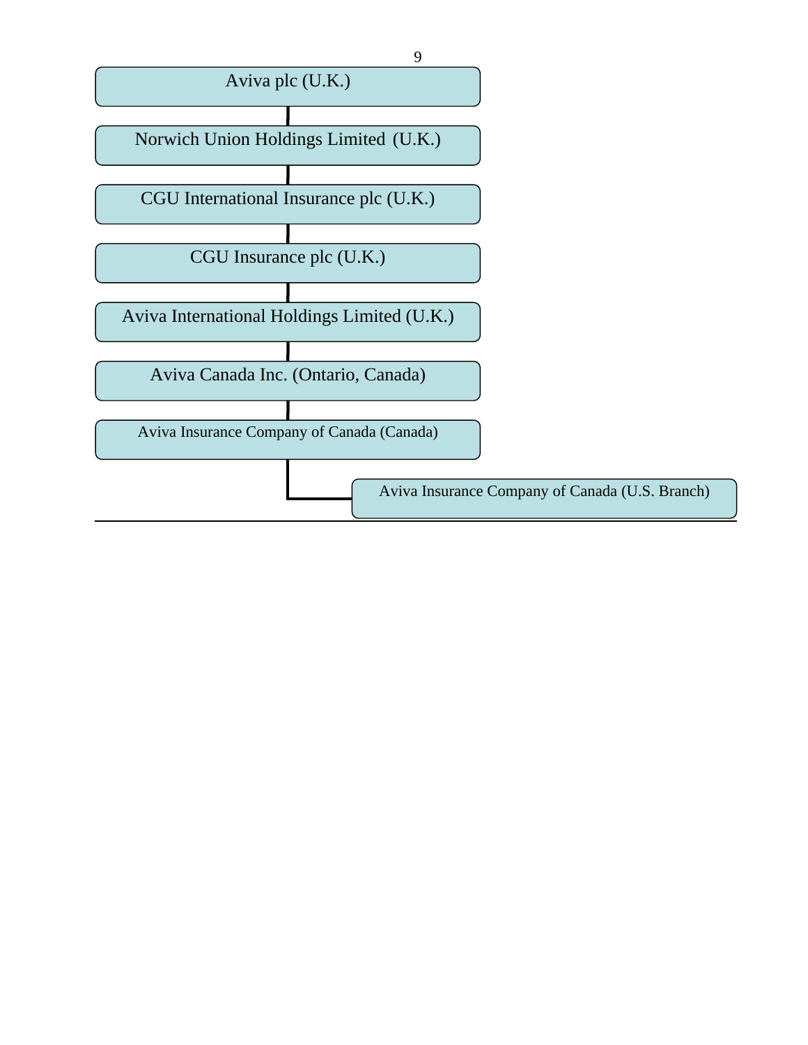Aviva plc (U.K.)

Norwich Union Holdings Limited (U.K.)

CGU International Insurance plc (U.K.)

CGU Insurance plc (U.K.)

Aviva International Holdings Limited (U.K.)

Aviva Canada Inc. (Ontario, Canada)

Aviva Insurance Company of Canada (Canada)

Aviva Insurance Company of Canada (U.S. Branch)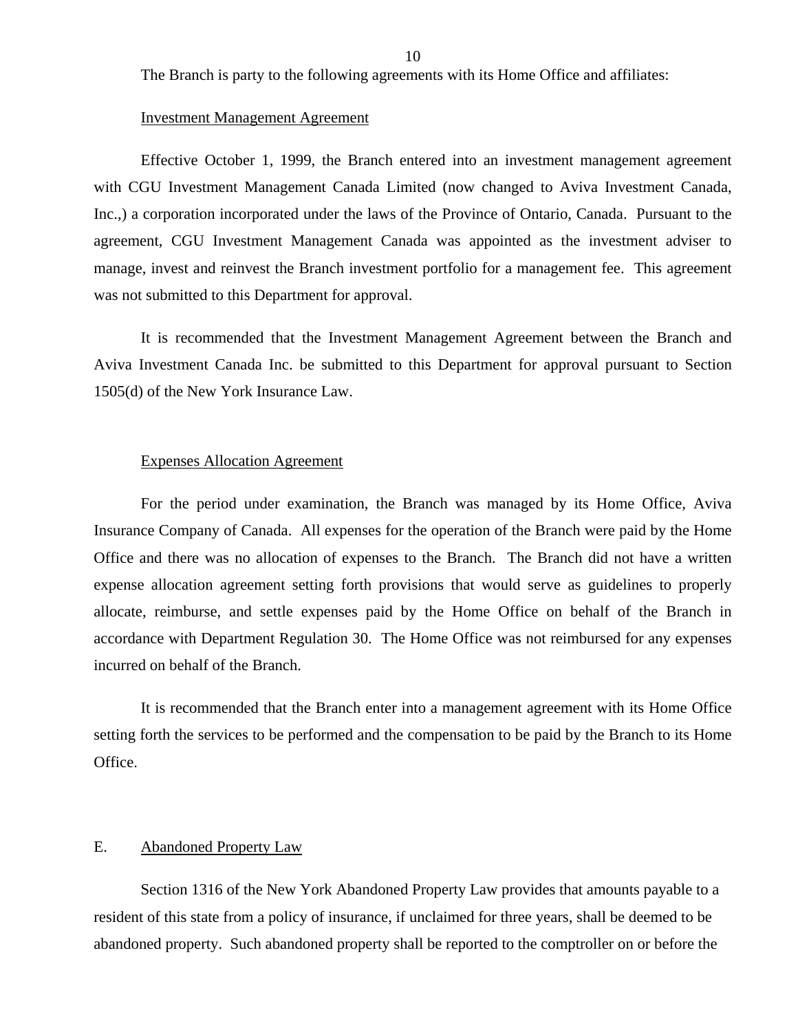The Branch is party to the following agreements with its Home Office and affiliates:

Investment Management Agreement

Effective October 1, 1999, the Branch entered into an investment management agreement with CGU Investment Management Canada Limited (now changed to Aviva Investment Canada, Inc.,) a corporation incorporated under the laws of the Province of Ontario, Canada. Pursuant to the agreement, CGU Investment Management Canada was appointed as the investment adviser to manage, invest and reinvest the Branch investment portfolio for a management fee. This agreement was not submitted to this Department for approval.

It is recommended that the Investment Management Agreement between the Branch and Aviva Investment Canada Inc. be submitted to this Department for approval pursuant to Section 1505(d) of the New York Insurance Law.

Expenses Allocation Agreement

For the period under examination, the Branch was managed by its Home Office, Aviva Insurance Company of Canada. All expenses for the operation of the Branch were paid by the Home Office and there was no allocation of expenses to the Branch. The Branch did not have a written expense allocation agreement setting forth provisions that would serve as guidelines to properly allocate, reimburse, and settle expenses paid by the Home Office on behalf of the Branch in accordance with Department Regulation 30. The Home Office was not reimbursed for any expenses incurred on behalf of the Branch.

It is recommended that the Branch enter into a management agreement with its Home Office setting forth the services to be performed and the compensation to be paid by the Branch to its Home Office.

## E. Abandoned Property Law

Section 1316 of the New York Abandoned Property Law provides that amounts payable to a resident of this state from a policy of insurance, if unclaimed for three years, shall be deemed to be abandoned property. Such abandoned property shall be reported to the comptroller on or before the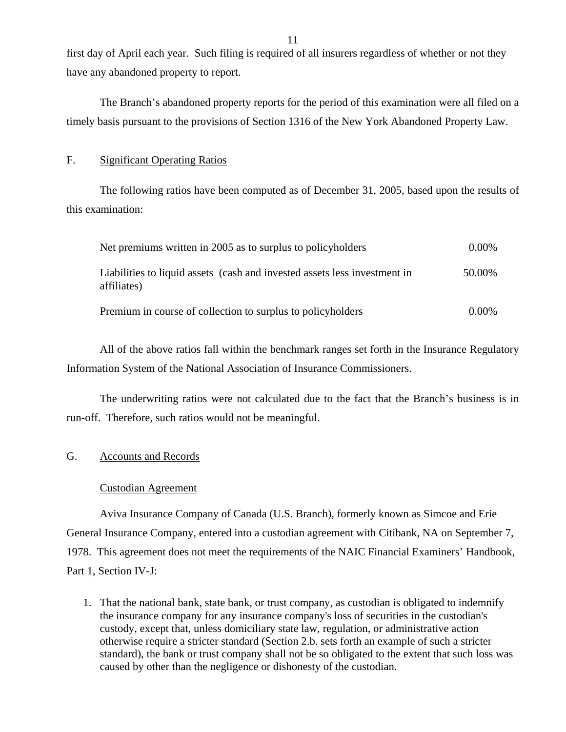first day of April each year. Such filing is required of all insurers regardless of whether or not they have any abandoned property to report.

The Branch's abandoned property reports for the period of this examination were all filed on a timely basis pursuant to the provisions of Section 1316 of the New York Abandoned Property Law.

## F. Significant Operating Ratios

The following ratios have been computed as of December 31, 2005, based upon the results of this examination:

| | |
|---|---|
| Net premiums written in 2005 as to surplus to policyholders | 0.00% |
| Liabilities to liquid assets (cash and invested assets less investment in affiliates) | 50.00% |
| Premium in course of collection to surplus to policyholders | 0.00% |

All of the above ratios fall within the benchmark ranges set forth in the Insurance Regulatory Information System of the National Association of Insurance Commissioners.

The underwriting ratios were not calculated due to the fact that the Branch's business is in run-off. Therefore, such ratios would not be meaningful.

## G. Accounts and Records

### Custodian Agreement

Aviva Insurance Company of Canada (U.S. Branch), formerly known as Simcoe and Erie General Insurance Company, entered into a custodian agreement with Citibank, NA on September 7, 1978. This agreement does not meet the requirements of the NAIC Financial Examiners' Handbook, Part 1, Section IV-J:

1. That the national bank, state bank, or trust company, as custodian is obligated to indemnify the insurance company for any insurance company's loss of securities in the custodian's custody, except that, unless domiciliary state law, regulation, or administrative action otherwise require a stricter standard (Section 2.b. sets forth an example of such a stricter standard), the bank or trust company shall not be so obligated to the extent that such loss was caused by other than the negligence or dishonesty of the custodian.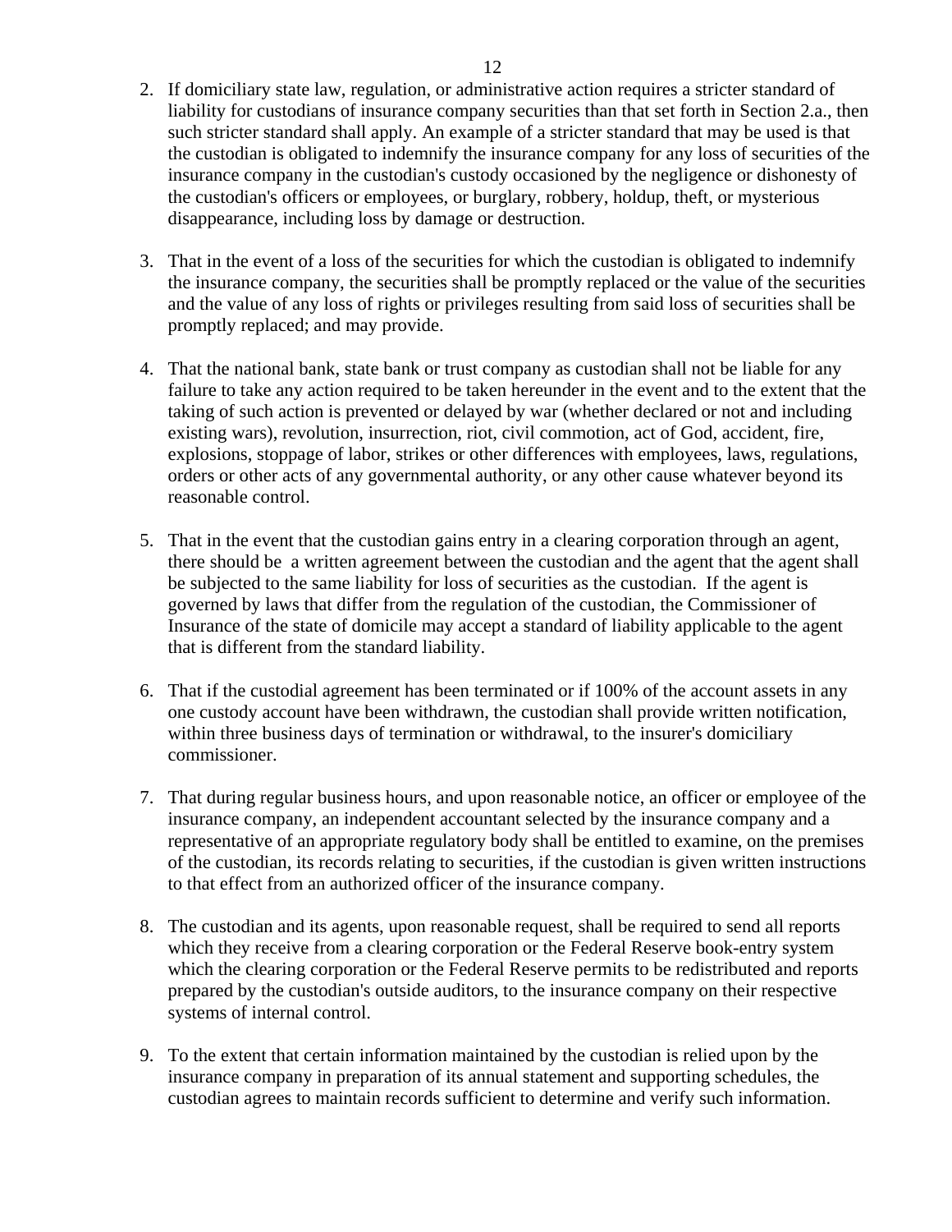2. If domiciliary state law, regulation, or administrative action requires a stricter standard of liability for custodians of insurance company securities than that set forth in Section 2.a., then such stricter standard shall apply. An example of a stricter standard that may be used is that the custodian is obligated to indemnify the insurance company for any loss of securities of the insurance company in the custodian's custody occasioned by the negligence or dishonesty of the custodian's officers or employees, or burglary, robbery, holdup, theft, or mysterious disappearance, including loss by damage or destruction.

3. That in the event of a loss of the securities for which the custodian is obligated to indemnify the insurance company, the securities shall be promptly replaced or the value of the securities and the value of any loss of rights or privileges resulting from said loss of securities shall be promptly replaced; and may provide.

4. That the national bank, state bank or trust company as custodian shall not be liable for any failure to take any action required to be taken hereunder in the event and to the extent that the taking of such action is prevented or delayed by war (whether declared or not and including existing wars), revolution, insurrection, riot, civil commotion, act of God, accident, fire, explosions, stoppage of labor, strikes or other differences with employees, laws, regulations, orders or other acts of any governmental authority, or any other cause whatever beyond its reasonable control.

5. That in the event that the custodian gains entry in a clearing corporation through an agent, there should be a written agreement between the custodian and the agent that the agent shall be subjected to the same liability for loss of securities as the custodian. If the agent is governed by laws that differ from the regulation of the custodian, the Commissioner of Insurance of the state of domicile may accept a standard of liability applicable to the agent that is different from the standard liability.

6. That if the custodial agreement has been terminated or if 100% of the account assets in any one custody account have been withdrawn, the custodian shall provide written notification, within three business days of termination or withdrawal, to the insurer's domiciliary commissioner.

7. That during regular business hours, and upon reasonable notice, an officer or employee of the insurance company, an independent accountant selected by the insurance company and a representative of an appropriate regulatory body shall be entitled to examine, on the premises of the custodian, its records relating to securities, if the custodian is given written instructions to that effect from an authorized officer of the insurance company.

8. The custodian and its agents, upon reasonable request, shall be required to send all reports which they receive from a clearing corporation or the Federal Reserve book-entry system which the clearing corporation or the Federal Reserve permits to be redistributed and reports prepared by the custodian's outside auditors, to the insurance company on their respective systems of internal control.

9. To the extent that certain information maintained by the custodian is relied upon by the insurance company in preparation of its annual statement and supporting schedules, the custodian agrees to maintain records sufficient to determine and verify such information.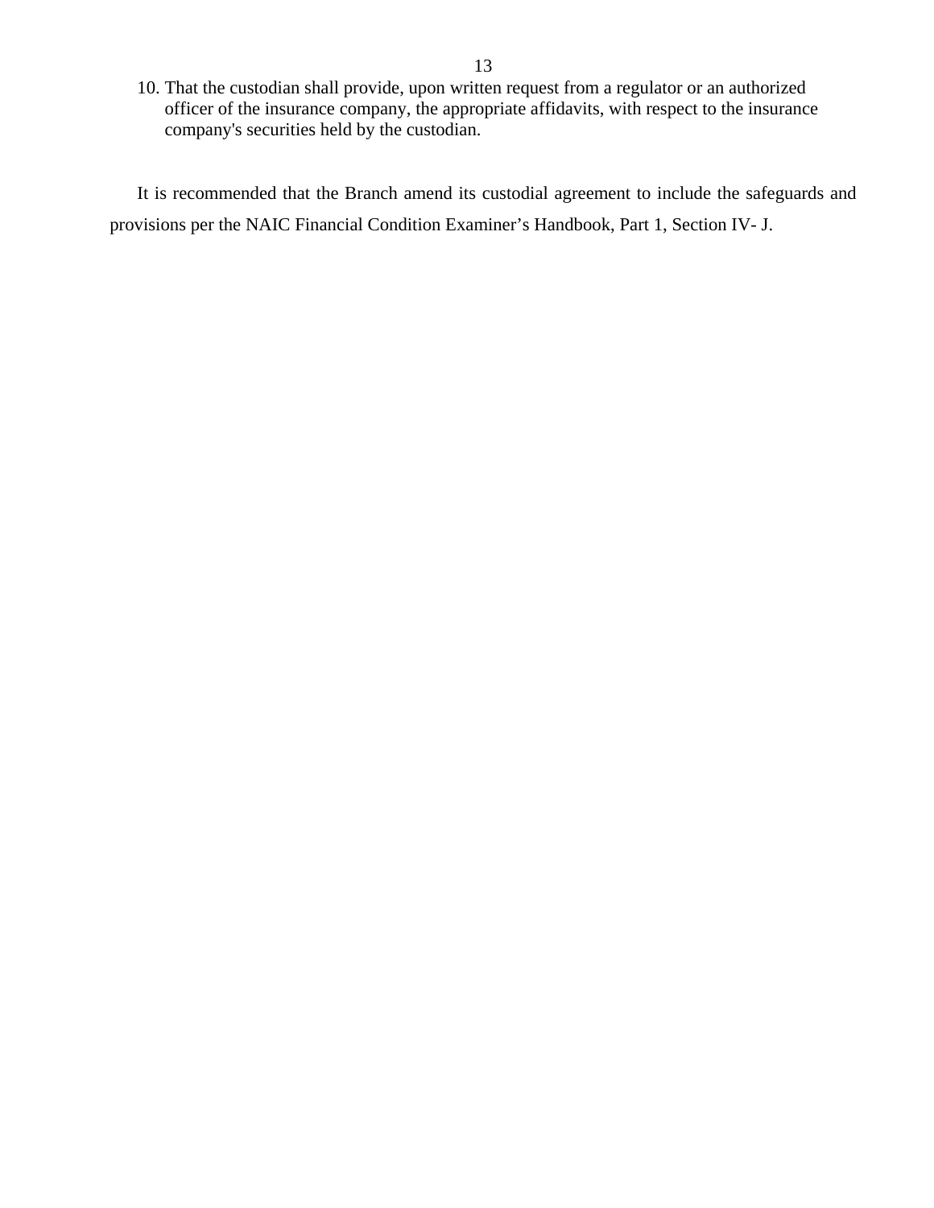10. That the custodian shall provide, upon written request from a regulator or an authorized officer of the insurance company, the appropriate affidavits, with respect to the insurance company's securities held by the custodian.

It is recommended that the Branch amend its custodial agreement to include the safeguards and provisions per the NAIC Financial Condition Examiner’s Handbook, Part 1, Section IV- J.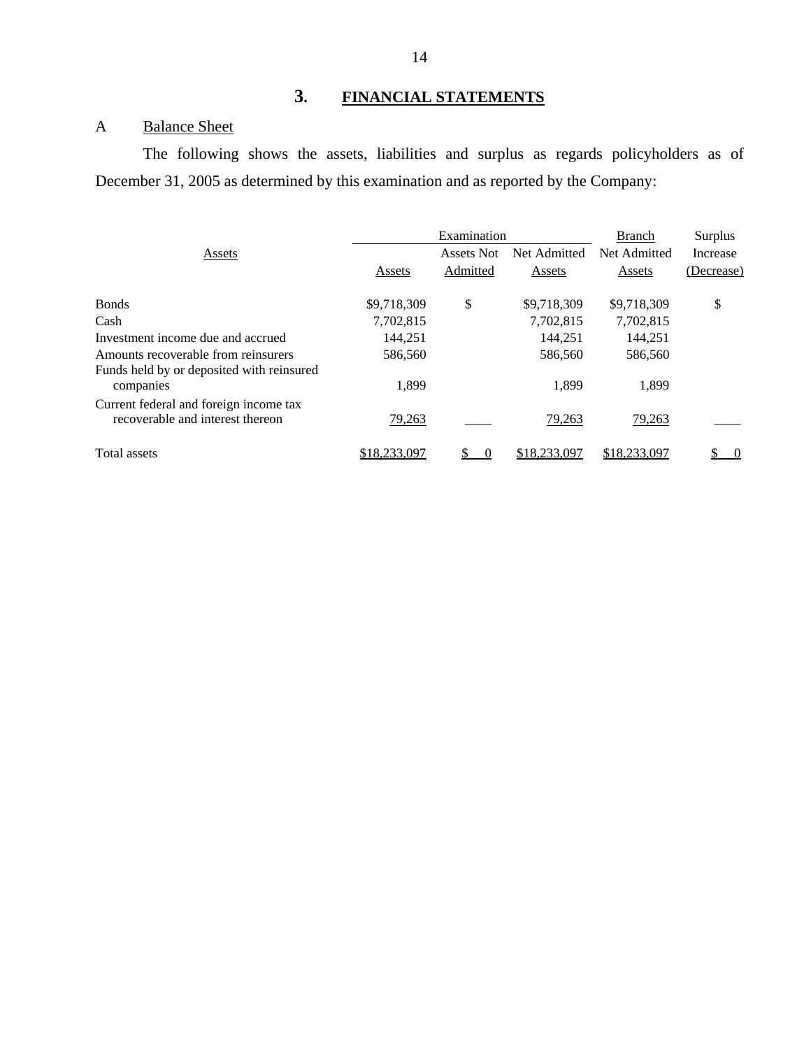## 3. FINANCIAL STATEMENTS

A Balance Sheet

The following shows the assets, liabilities and surplus as regards policyholders as of December 31, 2005 as determined by this examination and as reported by the Company:

| Assets | Examination | | | Branch | Surplus |
|---|---|---|---|---|---|
| | Assets | Assets Not Admitted | Net Admitted Assets | Net Admitted Assets | Increase (Decrease) |
| Bonds | $9,718,309 | $ | $9,718,309 | $9,718,309 | $ |
| Cash | 7,702,815 | | 7,702,815 | 7,702,815 | |
| Investment income due and accrued | 144,251 | | 144,251 | 144,251 | |
| Amounts recoverable from reinsurers | 586,560 | | 586,560 | 586,560 | |
| Funds held by or deposited with reinsured companies | 1,899 | | 1,899 | 1,899 | |
| Current federal and foreign income tax recoverable and interest thereon | 79,263 | ____ | 79,263 | 79,263 | ____ |
| Total assets | $18,233,097 | $ 0 | $18,233,097 | $18,233,097 | $ 0 |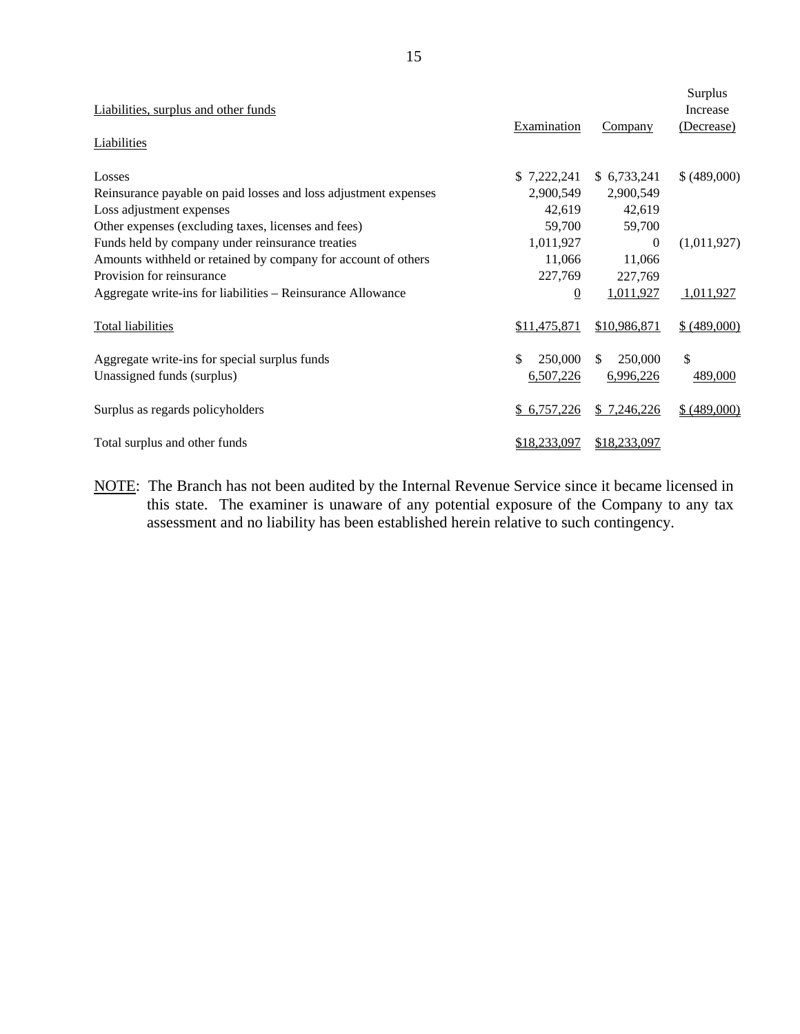| Liabilities, surplus and other funds | Examination | Company | Surplus Increase (Decrease) |
|---|---|---|---|
| Liabilities | | | |
| Losses | $ 7,222,241 | $ 6,733,241 | $ (489,000) |
| Reinsurance payable on paid losses and loss adjustment expenses | 2,900,549 | 2,900,549 | |
| Loss adjustment expenses | 42,619 | 42,619 | |
| Other expenses (excluding taxes, licenses and fees) | 59,700 | 59,700 | |
| Funds held by company under reinsurance treaties | 1,011,927 | 0 | (1,011,927) |
| Amounts withheld or retained by company for account of others | 11,066 | 11,066 | |
| Provision for reinsurance | 227,769 | 227,769 | |
| Aggregate write-ins for liabilities – Reinsurance Allowance | 0 | 1,011,927 | 1,011,927 |
| Total liabilities | $11,475,871 | $10,986,871 | $ (489,000) |
| Aggregate write-ins for special surplus funds | $ 250,000 | $ 250,000 | $ |
| Unassigned funds (surplus) | 6,507,226 | 6,996,226 | 489,000 |
| Surplus as regards policyholders | $ 6,757,226 | $ 7,246,226 | $ (489,000) |
| Total surplus and other funds | $18,233,097 | $18,233,097 | |

NOTE: The Branch has not been audited by the Internal Revenue Service since it became licensed in this state. The examiner is unaware of any potential exposure of the Company to any tax assessment and no liability has been established herein relative to such contingency.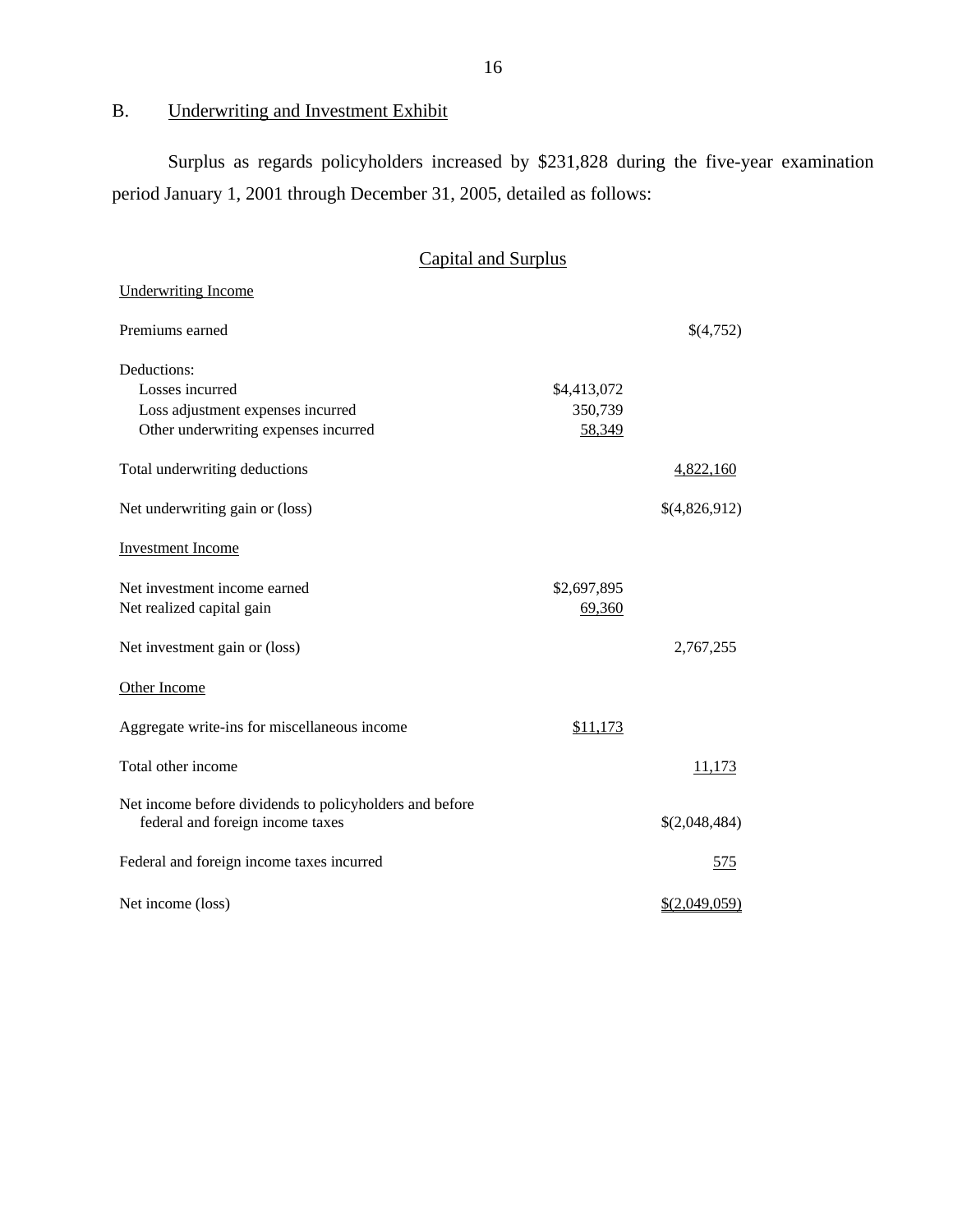## B. Underwriting and Investment Exhibit

Surplus as regards policyholders increased by $231,828 during the five-year examination period January 1, 2001 through December 31, 2005, detailed as follows:

### Capital and Surplus

| | | |
|---|---|---|
| Underwriting Income | | |
| Premiums earned | | $(4,752) |
| Deductions: | | |
| Losses incurred | $4,413,072 | |
| Loss adjustment expenses incurred | 350,739 | |
| Other underwriting expenses incurred | 58,349 | |
| Total underwriting deductions | | 4,822,160 |
| Net underwriting gain or (loss) | | $(4,826,912) |
| Investment Income | | |
| Net investment income earned | $2,697,895 | |
| Net realized capital gain | 69,360 | |
| Net investment gain or (loss) | | 2,767,255 |
| Other Income | | |
| Aggregate write-ins for miscellaneous income | $11,173 | |
| Total other income | | 11,173 |
| Net income before dividends to policyholders and before federal and foreign income taxes | | $(2,048,484) |
| Federal and foreign income taxes incurred | | 575 |
| Net income (loss) | | $(2,049,059) |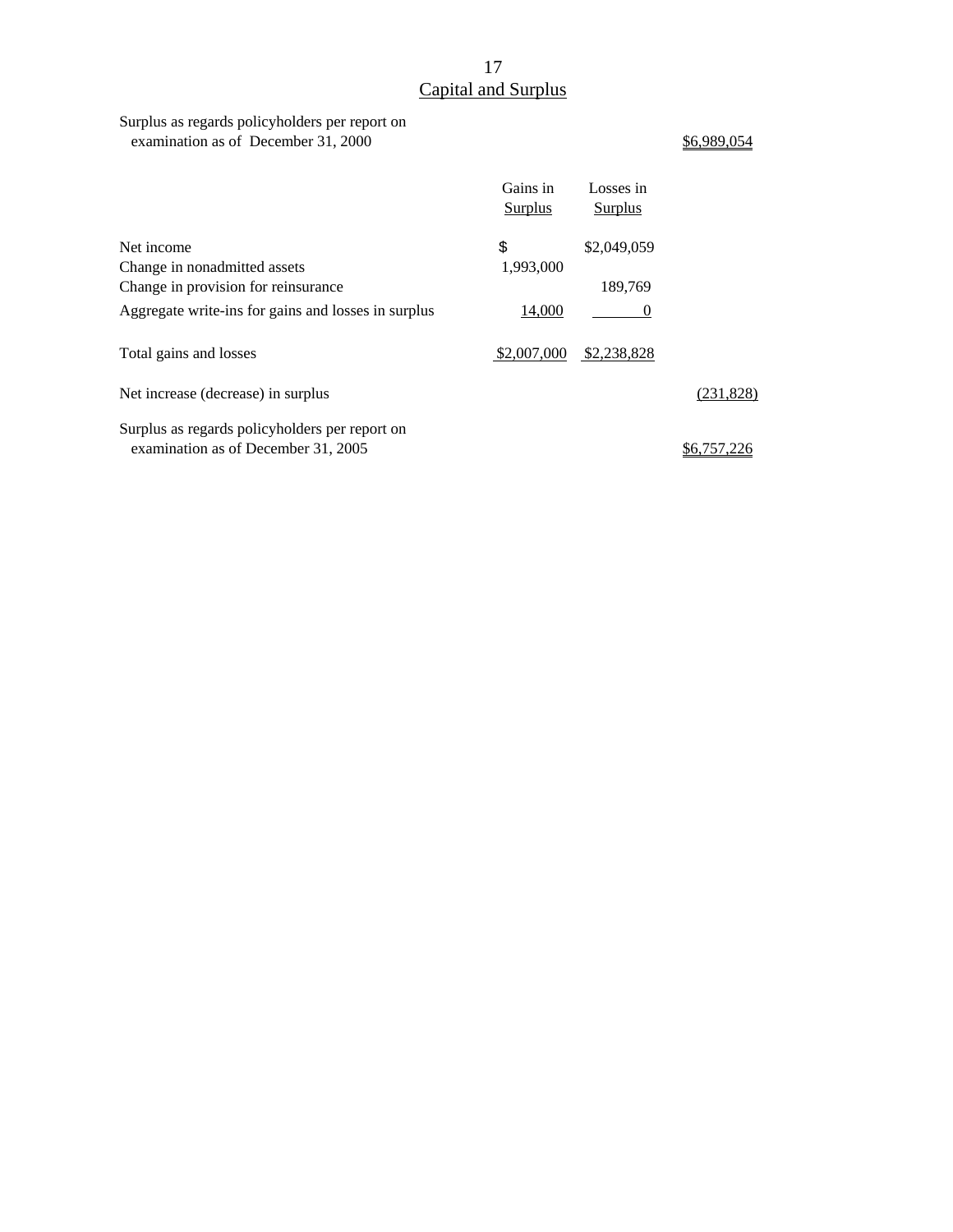## Capital and Surplus

| | Gains in Surplus | Losses in Surplus | |
|---|---|---|---|
| Surplus as regards policyholders per report on examination as of December 31, 2000 | | | $6,989,054 |
| Net income | $ | $2,049,059 | |
| Change in nonadmitted assets | 1,993,000 | | |
| Change in provision for reinsurance | | 189,769 | |
| Aggregate write-ins for gains and losses in surplus | 14,000 | 0 | |
| Total gains and losses | $2,007,000 | $2,238,828 | |
| Net increase (decrease) in surplus | | | (231,828) |
| Surplus as regards policyholders per report on examination as of December 31, 2005 | | | $6,757,226 |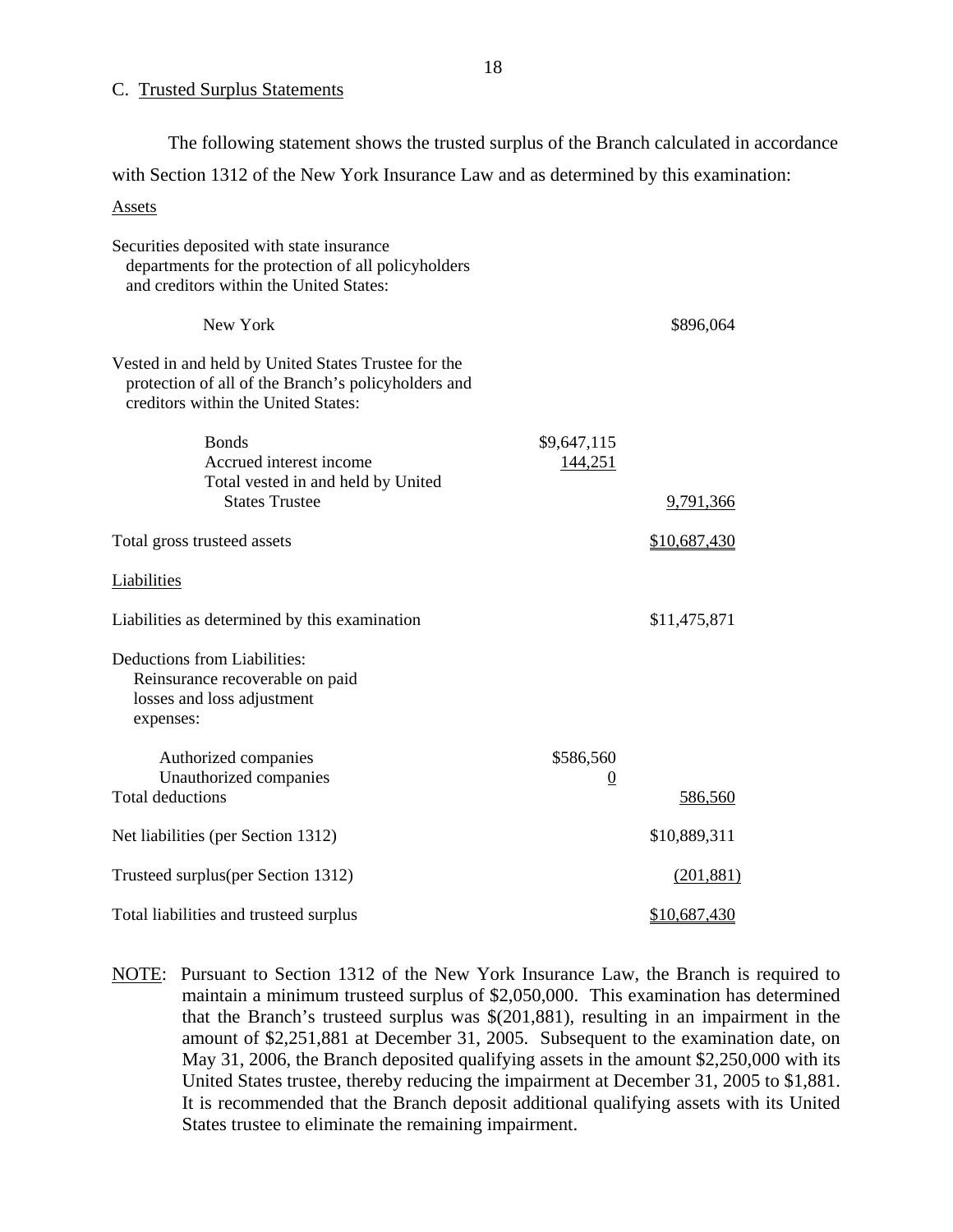## C. Trusted Surplus Statements

The following statement shows the trusted surplus of the Branch calculated in accordance with Section 1312 of the New York Insurance Law and as determined by this examination:

| | | |
|---|---|---|
| Assets | | |
| Securities deposited with state insurance departments for the protection of all policyholders and creditors within the United States: | | |
| New York | | $896,064 |
| Vested in and held by United States Trustee for the protection of all of the Branch's policyholders and creditors within the United States: | | |
| Bonds | $9,647,115 | |
| Accrued interest income | 144,251 | |
| Total vested in and held by United States Trustee | | 9,791,366 |
| Total gross trusteed assets | | $10,687,430 |
| Liabilities | | |
| Liabilities as determined by this examination | | $11,475,871 |
| Deductions from Liabilities: Reinsurance recoverable on paid losses and loss adjustment expenses: | | |
| Authorized companies | $586,560 | |
| Unauthorized companies | 0 | |
| Total deductions | | 586,560 |
| Net liabilities (per Section 1312) | | $10,889,311 |
| Trusteed surplus(per Section 1312) | | (201,881) |
| Total liabilities and trusteed surplus | | $10,687,430 |

NOTE: Pursuant to Section 1312 of the New York Insurance Law, the Branch is required to maintain a minimum trusteed surplus of $2,050,000. This examination has determined that the Branch's trusteed surplus was $(201,881), resulting in an impairment in the amount of $2,251,881 at December 31, 2005. Subsequent to the examination date, on May 31, 2006, the Branch deposited qualifying assets in the amount $2,250,000 with its United States trustee, thereby reducing the impairment at December 31, 2005 to $1,881. It is recommended that the Branch deposit additional qualifying assets with its United States trustee to eliminate the remaining impairment.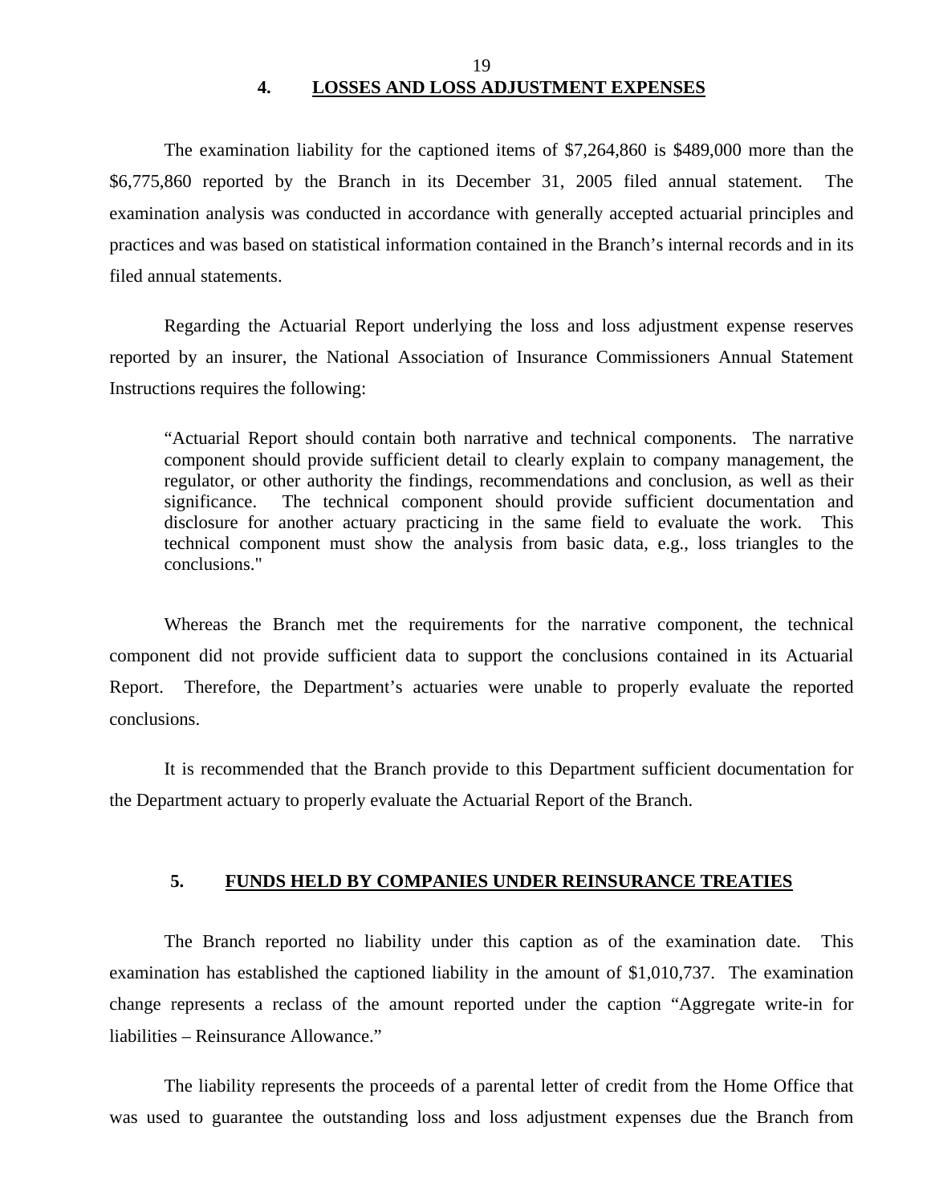## 4. LOSSES AND LOSS ADJUSTMENT EXPENSES

The examination liability for the captioned items of $7,264,860 is $489,000 more than the $6,775,860 reported by the Branch in its December 31, 2005 filed annual statement. The examination analysis was conducted in accordance with generally accepted actuarial principles and practices and was based on statistical information contained in the Branch's internal records and in its filed annual statements.

Regarding the Actuarial Report underlying the loss and loss adjustment expense reserves reported by an insurer, the National Association of Insurance Commissioners Annual Statement Instructions requires the following:

> "Actuarial Report should contain both narrative and technical components. The narrative component should provide sufficient detail to clearly explain to company management, the regulator, or other authority the findings, recommendations and conclusion, as well as their significance. The technical component should provide sufficient documentation and disclosure for another actuary practicing in the same field to evaluate the work. This technical component must show the analysis from basic data, e.g., loss triangles to the conclusions."

Whereas the Branch met the requirements for the narrative component, the technical component did not provide sufficient data to support the conclusions contained in its Actuarial Report. Therefore, the Department's actuaries were unable to properly evaluate the reported conclusions.

It is recommended that the Branch provide to this Department sufficient documentation for the Department actuary to properly evaluate the Actuarial Report of the Branch.

## 5. FUNDS HELD BY COMPANIES UNDER REINSURANCE TREATIES

The Branch reported no liability under this caption as of the examination date. This examination has established the captioned liability in the amount of $1,010,737. The examination change represents a reclass of the amount reported under the caption "Aggregate write-in for liabilities – Reinsurance Allowance."

The liability represents the proceeds of a parental letter of credit from the Home Office that was used to guarantee the outstanding loss and loss adjustment expenses due the Branch from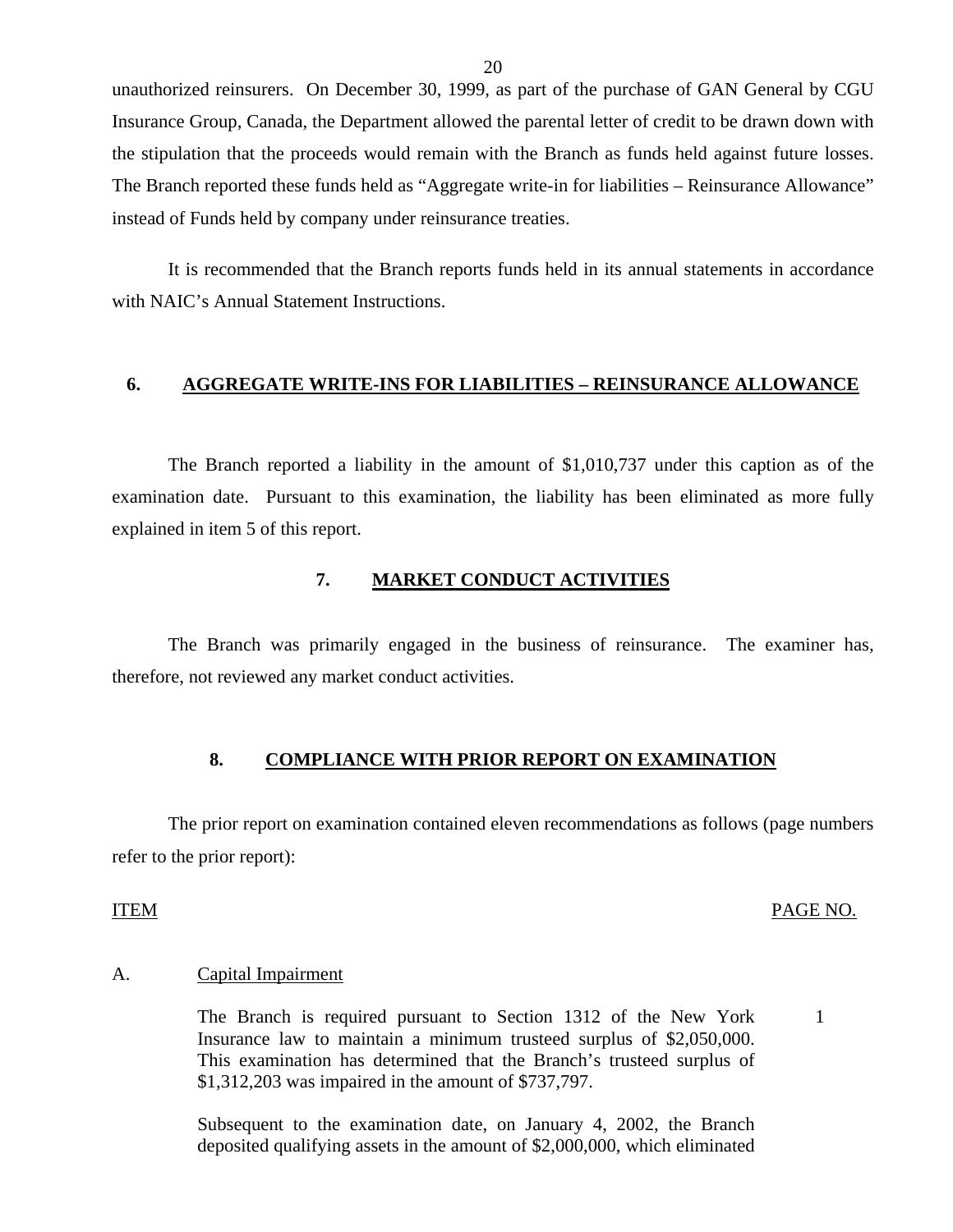unauthorized reinsurers. On December 30, 1999, as part of the purchase of GAN General by CGU Insurance Group, Canada, the Department allowed the parental letter of credit to be drawn down with the stipulation that the proceeds would remain with the Branch as funds held against future losses. The Branch reported these funds held as "Aggregate write-in for liabilities – Reinsurance Allowance" instead of Funds held by company under reinsurance treaties.

It is recommended that the Branch reports funds held in its annual statements in accordance with NAIC's Annual Statement Instructions.

## 6. AGGREGATE WRITE-INS FOR LIABILITIES – REINSURANCE ALLOWANCE

The Branch reported a liability in the amount of $1,010,737 under this caption as of the examination date. Pursuant to this examination, the liability has been eliminated as more fully explained in item 5 of this report.

## 7. MARKET CONDUCT ACTIVITIES

The Branch was primarily engaged in the business of reinsurance. The examiner has, therefore, not reviewed any market conduct activities.

## 8. COMPLIANCE WITH PRIOR REPORT ON EXAMINATION

The prior report on examination contained eleven recommendations as follows (page numbers refer to the prior report):

| ITEM | | PAGE NO. |
|---|---|---|
| A. | Capital Impairment | |
| | The Branch is required pursuant to Section 1312 of the New York Insurance law to maintain a minimum trusteed surplus of $2,050,000. This examination has determined that the Branch's trusteed surplus of $1,312,203 was impaired in the amount of $737,797. | 1 |
| | Subsequent to the examination date, on January 4, 2002, the Branch deposited qualifying assets in the amount of $2,000,000, which eliminated | |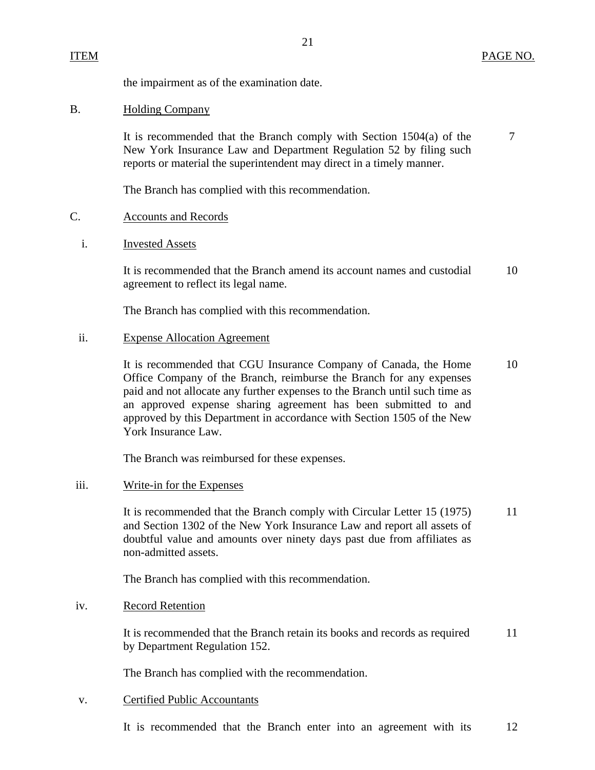| ITEM | | PAGE NO. |
|---|---|---|
| | the impairment as of the examination date. | |
| B. | Holding Company | |
| | It is recommended that the Branch comply with Section 1504(a) of the New York Insurance Law and Department Regulation 52 by filing such reports or material the superintendent may direct in a timely manner. | 7 |
| | The Branch has complied with this recommendation. | |
| C. | Accounts and Records | |
| i. | Invested Assets | |
| | It is recommended that the Branch amend its account names and custodial agreement to reflect its legal name. | 10 |
| | The Branch has complied with this recommendation. | |
| ii. | Expense Allocation Agreement | |
| | It is recommended that CGU Insurance Company of Canada, the Home Office Company of the Branch, reimburse the Branch for any expenses paid and not allocate any further expenses to the Branch until such time as an approved expense sharing agreement has been submitted to and approved by this Department in accordance with Section 1505 of the New York Insurance Law. | 10 |
| | The Branch was reimbursed for these expenses. | |
| iii. | Write-in for the Expenses | |
| | It is recommended that the Branch comply with Circular Letter 15 (1975) and Section 1302 of the New York Insurance Law and report all assets of doubtful value and amounts over ninety days past due from affiliates as non-admitted assets. | 11 |
| | The Branch has complied with this recommendation. | |
| iv. | Record Retention | |
| | It is recommended that the Branch retain its books and records as required by Department Regulation 152. | 11 |
| | The Branch has complied with the recommendation. | |
| v. | Certified Public Accountants | |
| | It is recommended that the Branch enter into an agreement with its | 12 |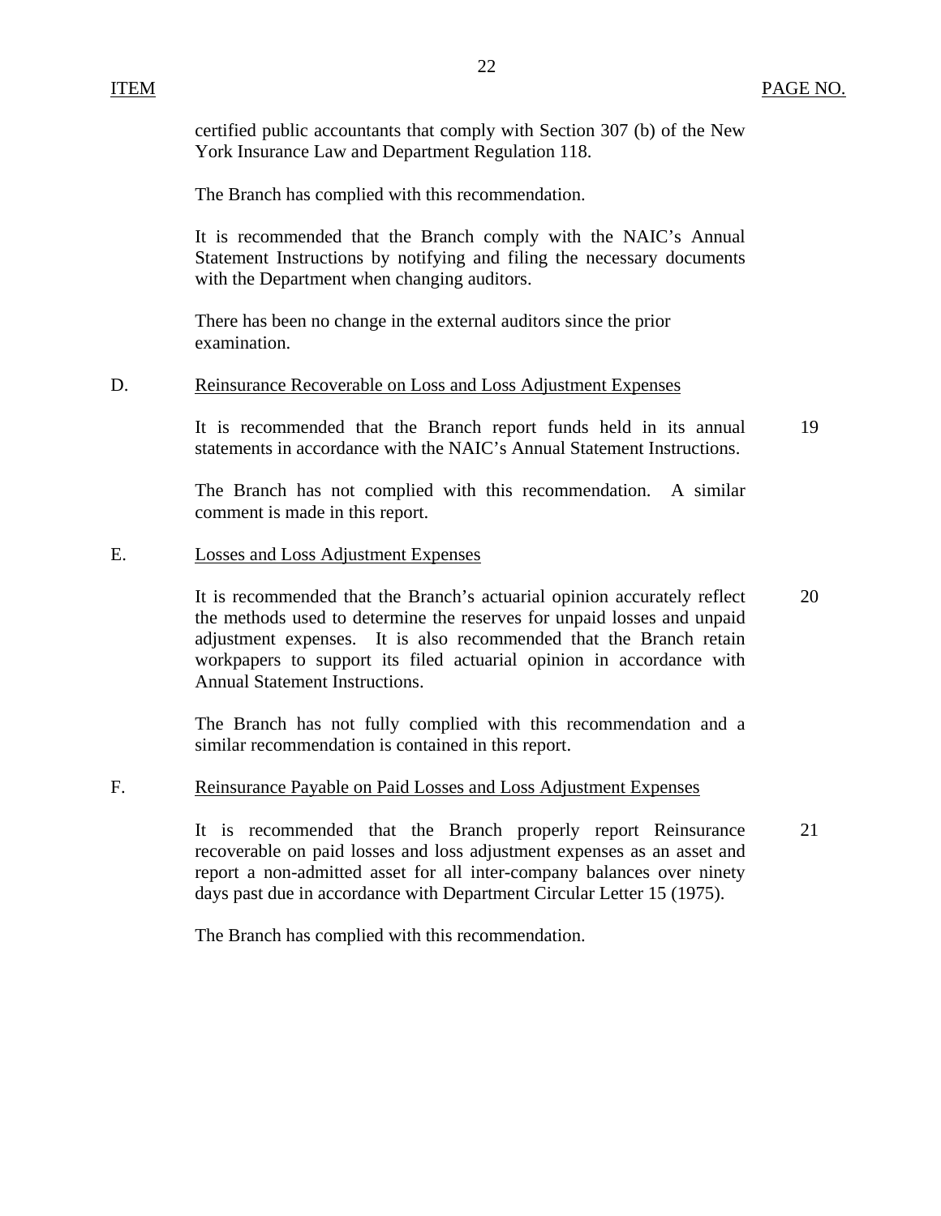| ITEM | | PAGE NO. |
|---|---|---|
| | certified public accountants that comply with Section 307 (b) of the New York Insurance Law and Department Regulation 118. | |
| | The Branch has complied with this recommendation. | |
| | It is recommended that the Branch comply with the NAIC's Annual Statement Instructions by notifying and filing the necessary documents with the Department when changing auditors. | |
| | There has been no change in the external auditors since the prior examination. | |
| D. | Reinsurance Recoverable on Loss and Loss Adjustment Expenses | |
| | It is recommended that the Branch report funds held in its annual statements in accordance with the NAIC's Annual Statement Instructions. | 19 |
| | The Branch has not complied with this recommendation. A similar comment is made in this report. | |
| E. | Losses and Loss Adjustment Expenses | |
| | It is recommended that the Branch's actuarial opinion accurately reflect the methods used to determine the reserves for unpaid losses and unpaid adjustment expenses. It is also recommended that the Branch retain workpapers to support its filed actuarial opinion in accordance with Annual Statement Instructions. | 20 |
| | The Branch has not fully complied with this recommendation and a similar recommendation is contained in this report. | |
| F. | Reinsurance Payable on Paid Losses and Loss Adjustment Expenses | |
| | It is recommended that the Branch properly report Reinsurance recoverable on paid losses and loss adjustment expenses as an asset and report a non-admitted asset for all inter-company balances over ninety days past due in accordance with Department Circular Letter 15 (1975). | 21 |
| | The Branch has complied with this recommendation. | |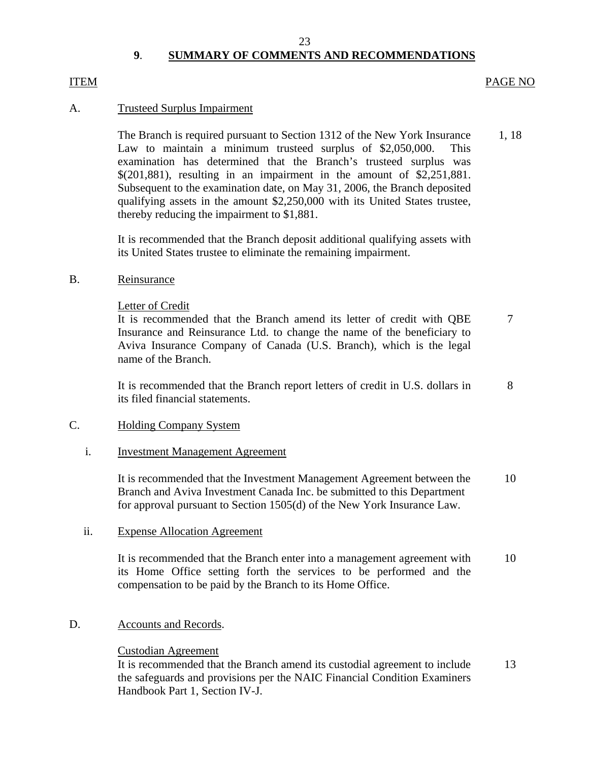## 9. SUMMARY OF COMMENTS AND RECOMMENDATIONS

| ITEM | | PAGE NO |
|---|---|---|
| A. | **Trusteed Surplus Impairment** | |
| | The Branch is required pursuant to Section 1312 of the New York Insurance Law to maintain a minimum trusteed surplus of $2,050,000. This examination has determined that the Branch's trusteed surplus was $(201,881), resulting in an impairment in the amount of $2,251,881. Subsequent to the examination date, on May 31, 2006, the Branch deposited qualifying assets in the amount $2,250,000 with its United States trustee, thereby reducing the impairment to $1,881. | 1, 18 |
| | It is recommended that the Branch deposit additional qualifying assets with its United States trustee to eliminate the remaining impairment. | |
| B. | **Reinsurance** | |
| | Letter of Credit<br>It is recommended that the Branch amend its letter of credit with QBE Insurance and Reinsurance Ltd. to change the name of the beneficiary to Aviva Insurance Company of Canada (U.S. Branch), which is the legal name of the Branch. | 7 |
| | It is recommended that the Branch report letters of credit in U.S. dollars in its filed financial statements. | 8 |
| C. | **Holding Company System** | |
| i. | Investment Management Agreement | |
| | It is recommended that the Investment Management Agreement between the Branch and Aviva Investment Canada Inc. be submitted to this Department for approval pursuant to Section 1505(d) of the New York Insurance Law. | 10 |
| ii. | Expense Allocation Agreement | |
| | It is recommended that the Branch enter into a management agreement with its Home Office setting forth the services to be performed and the compensation to be paid by the Branch to its Home Office. | 10 |
| D. | **Accounts and Records.** | |
| | Custodian Agreement<br>It is recommended that the Branch amend its custodial agreement to include the safeguards and provisions per the NAIC Financial Condition Examiners Handbook Part 1, Section IV-J. | 13 |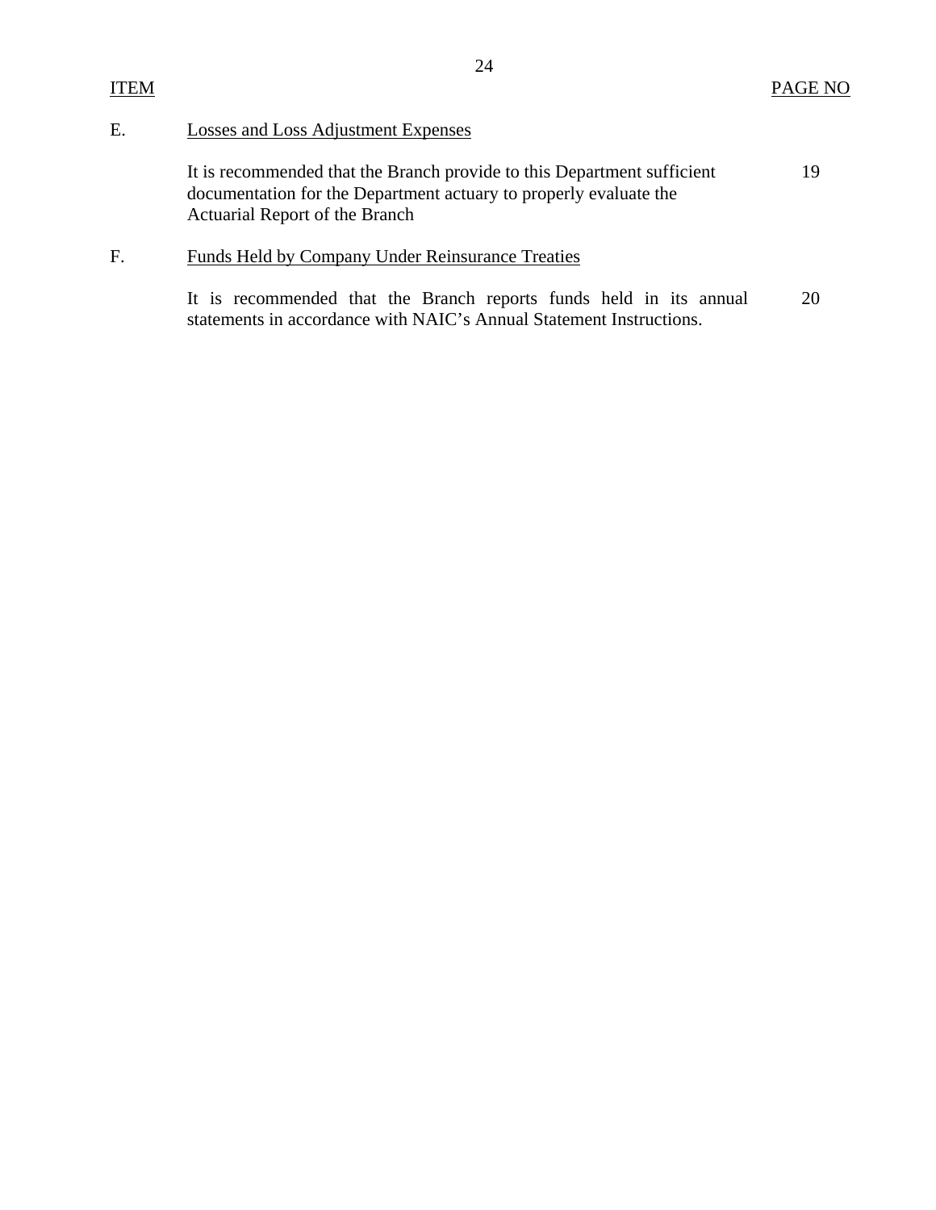| ITEM | | PAGE NO |
|---|---|---|
| E. | Losses and Loss Adjustment Expenses | |
| | It is recommended that the Branch provide to this Department sufficient documentation for the Department actuary to properly evaluate the Actuarial Report of the Branch | 19 |
| F. | Funds Held by Company Under Reinsurance Treaties | |
| | It is recommended that the Branch reports funds held in its annual statements in accordance with NAIC's Annual Statement Instructions. | 20 |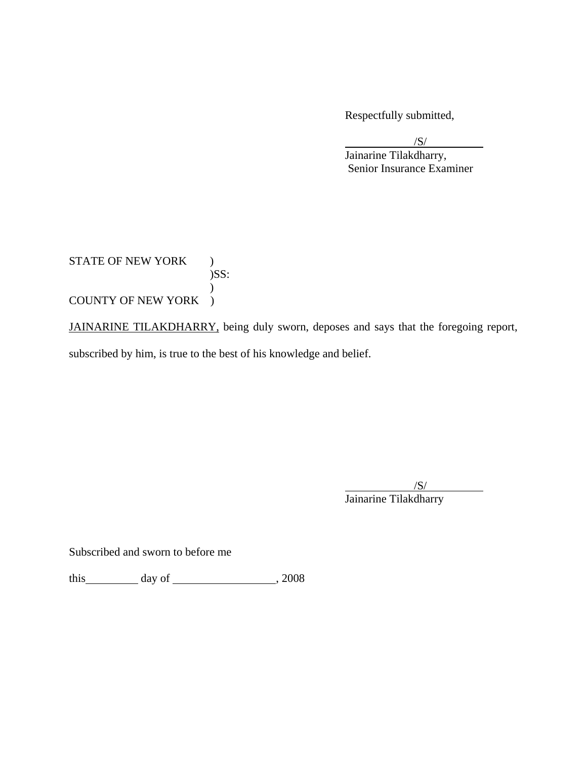Respectfully submitted,

/S/
Jainarine Tilakdharry,
Senior Insurance Examiner

STATE OF NEW YORK )
)SS:
)
COUNTY OF NEW YORK )

JAINARINE TILAKDHARRY, being duly sworn, deposes and says that the foregoing report, subscribed by him, is true to the best of his knowledge and belief.

/S/
Jainarine Tilakdharry

Subscribed and sworn to before me

this\_\_\_\_\_\_\_\_\_ day of \_\_\_\_\_\_\_\_\_\_\_\_\_\_\_\_\_\_, 2008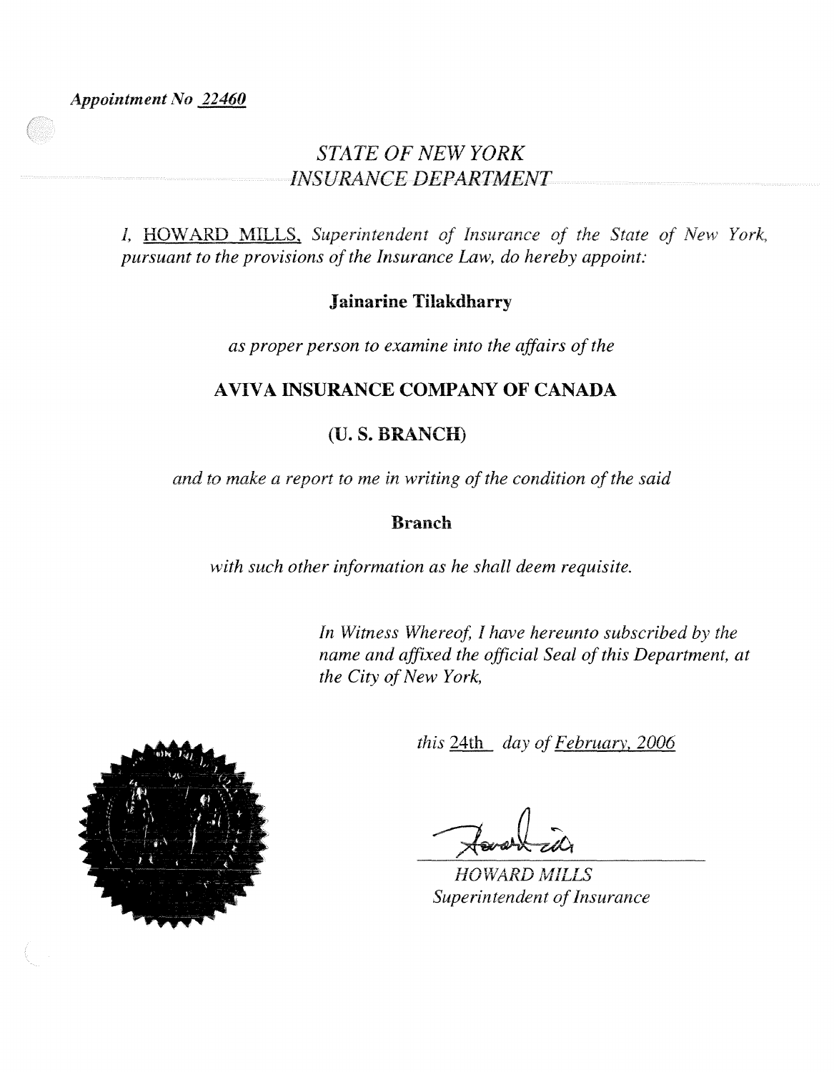*Appointment No 22460*

# *STATE OF NEW YORK*
# *INSURANCE DEPARTMENT*

*I,* HOWARD MILLS, *Superintendent of Insurance of the State of New York, pursuant to the provisions of the Insurance Law, do hereby appoint:*

**Jainarine Tilakdharry**

*as proper person to examine into the affairs of the*

**AVIVA INSURANCE COMPANY OF CANADA**

**(U. S. BRANCH)**

*and to make a report to me in writing of the condition of the said*

**Branch**

*with such other information as he shall deem requisite.*

*In Witness Whereof, I have hereunto subscribed by the name and affixed the official Seal of this Department, at the City of New York,*

*this* 24th *day of* *February, 2006*

*HOWARD MILLS*
*Superintendent of Insurance*